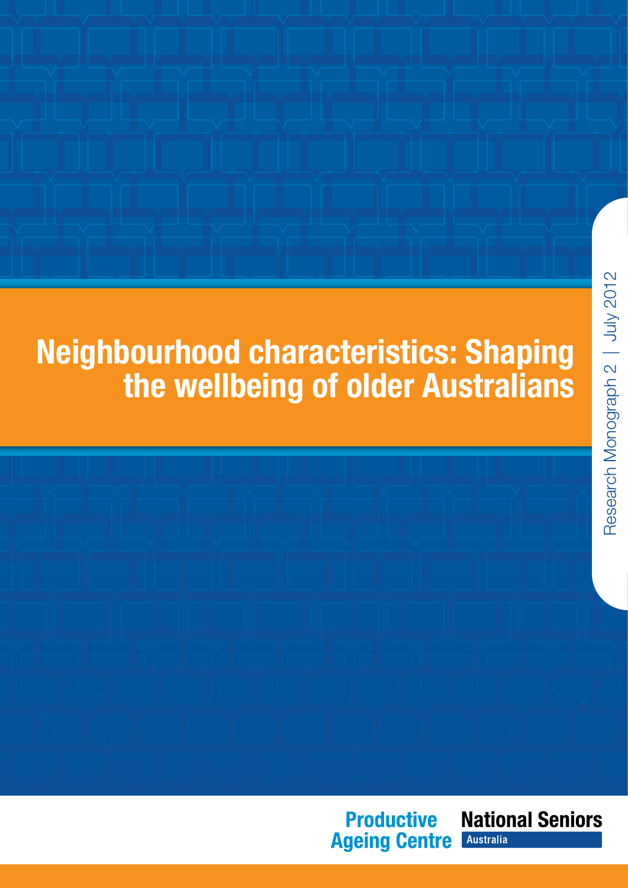# Neighbourhood characteristics: Shaping the wellbeing of older Australians

Research Monograph 2 | July 2012

Productive Ageing Centre

National Seniors Australia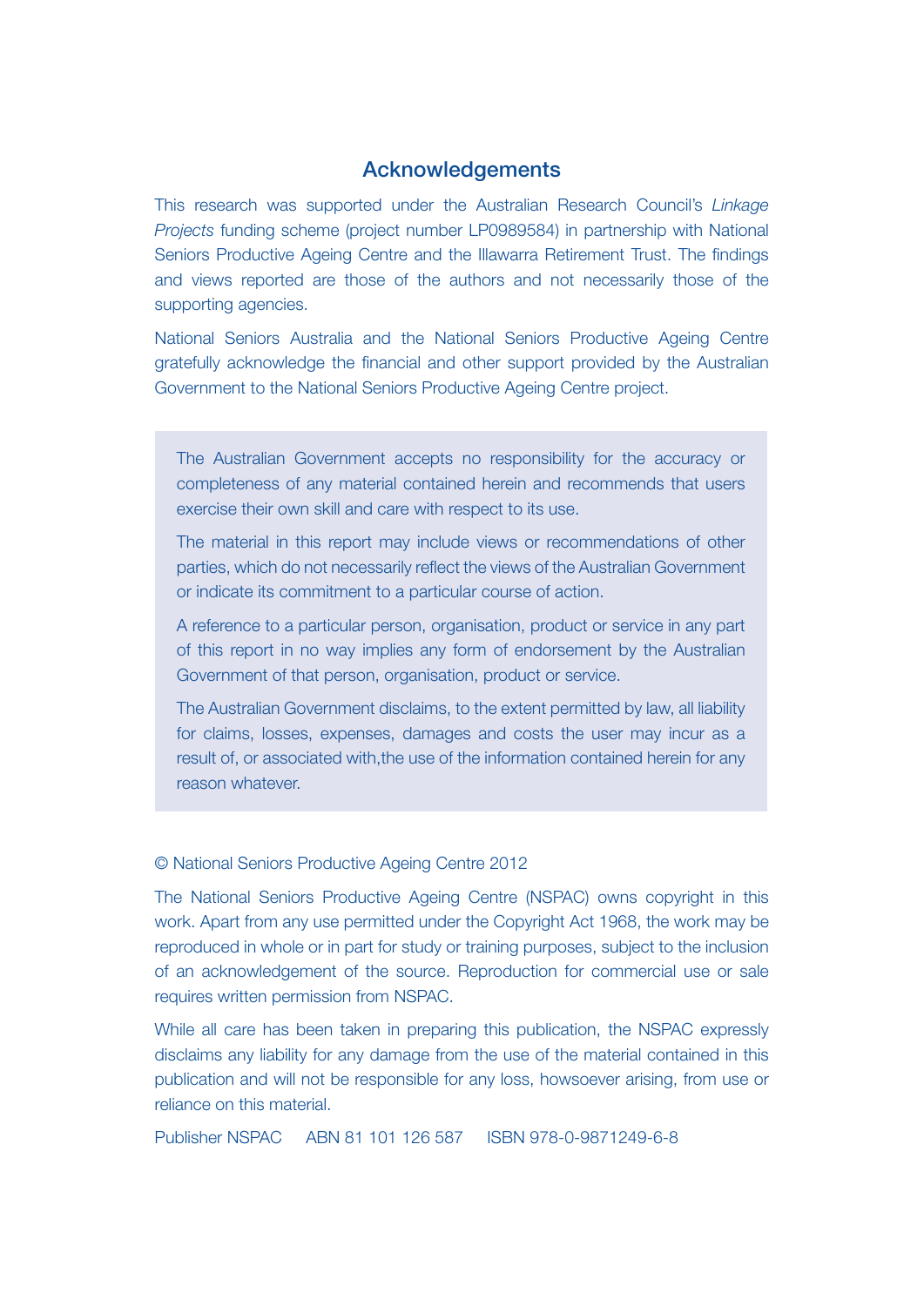## Acknowledgements

This research was supported under the Australian Research Council's *Linkage Projects* funding scheme (project number LP0989584) in partnership with National Seniors Productive Ageing Centre and the Illawarra Retirement Trust. The findings and views reported are those of the authors and not necessarily those of the supporting agencies.

National Seniors Australia and the National Seniors Productive Ageing Centre gratefully acknowledge the financial and other support provided by the Australian Government to the National Seniors Productive Ageing Centre project.

> The Australian Government accepts no responsibility for the accuracy or completeness of any material contained herein and recommends that users exercise their own skill and care with respect to its use.
>
> The material in this report may include views or recommendations of other parties, which do not necessarily reflect the views of the Australian Government or indicate its commitment to a particular course of action.
>
> A reference to a particular person, organisation, product or service in any part of this report in no way implies any form of endorsement by the Australian Government of that person, organisation, product or service.
>
> The Australian Government disclaims, to the extent permitted by law, all liability for claims, losses, expenses, damages and costs the user may incur as a result of, or associated with,the use of the information contained herein for any reason whatever.

© National Seniors Productive Ageing Centre 2012

The National Seniors Productive Ageing Centre (NSPAC) owns copyright in this work. Apart from any use permitted under the Copyright Act 1968, the work may be reproduced in whole or in part for study or training purposes, subject to the inclusion of an acknowledgement of the source. Reproduction for commercial use or sale requires written permission from NSPAC.

While all care has been taken in preparing this publication, the NSPAC expressly disclaims any liability for any damage from the use of the material contained in this publication and will not be responsible for any loss, howsoever arising, from use or reliance on this material.

Publisher NSPAC ABN 81 101 126 587 ISBN 978-0-9871249-6-8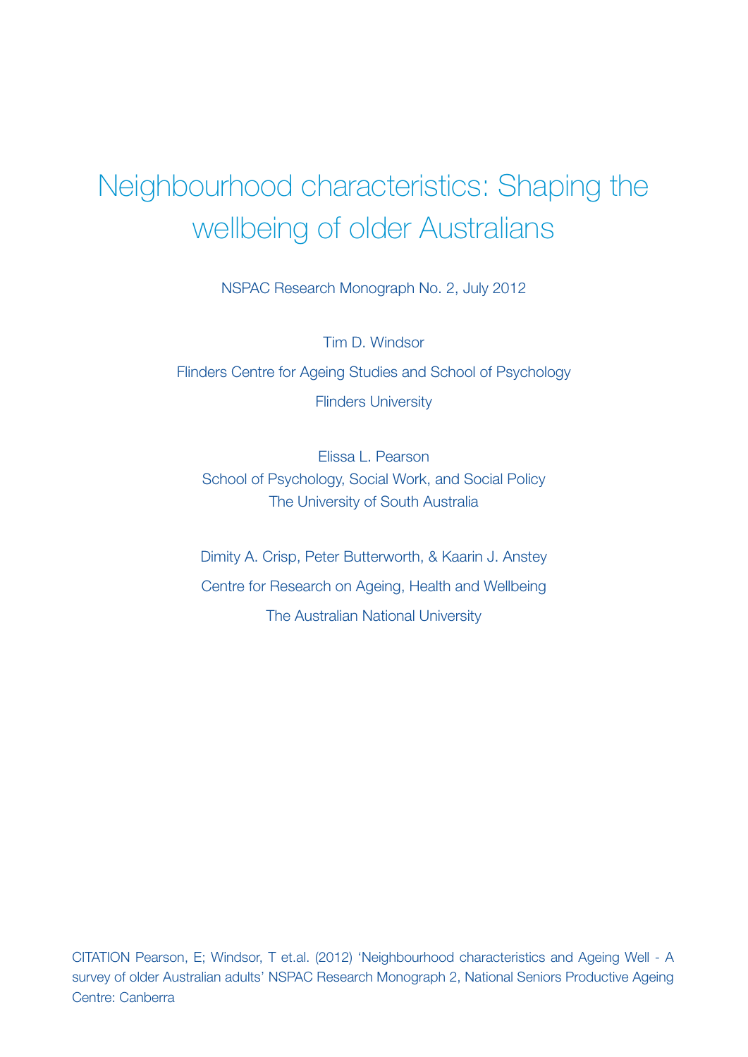# Neighbourhood characteristics: Shaping the wellbeing of older Australians

NSPAC Research Monograph No. 2, July 2012

Tim D. Windsor

Flinders Centre for Ageing Studies and School of Psychology

Flinders University

Elissa L. Pearson

School of Psychology, Social Work, and Social Policy

The University of South Australia

Dimity A. Crisp, Peter Butterworth, & Kaarin J. Anstey

Centre for Research on Ageing, Health and Wellbeing

The Australian National University

CITATION Pearson, E; Windsor, T et.al. (2012) 'Neighbourhood characteristics and Ageing Well - A survey of older Australian adults' NSPAC Research Monograph 2, National Seniors Productive Ageing Centre: Canberra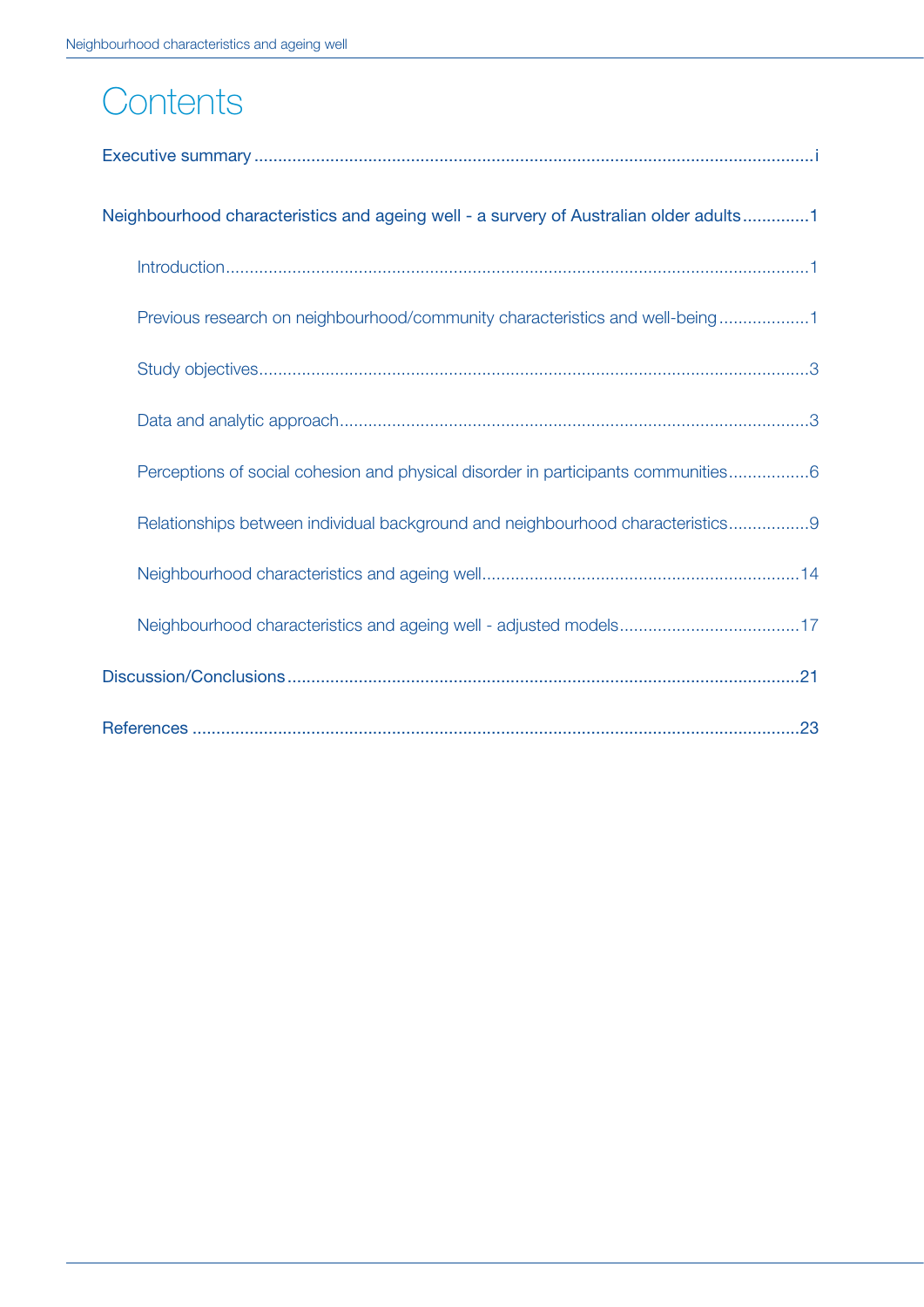# Contents

Executive summary ....................................................................................................................i

Neighbourhood characteristics and ageing well - a survery of Australian older adults .............1

- Introduction .........................................................................................................................1
- Previous research on neighbourhood/community characteristics and well-being ..................1
- Study objectives ..................................................................................................................3
- Data and analytic approach .................................................................................................3
- Perceptions of social cohesion and physical disorder in participants communities .................6
- Relationships between individual background and neighbourhood characteristics .................9
- Neighbourhood characteristics and ageing well ..................................................................14
- Neighbourhood characteristics and ageing well - adjusted models .....................................17

Discussion/Conclusions ..........................................................................................................21

References ..............................................................................................................................23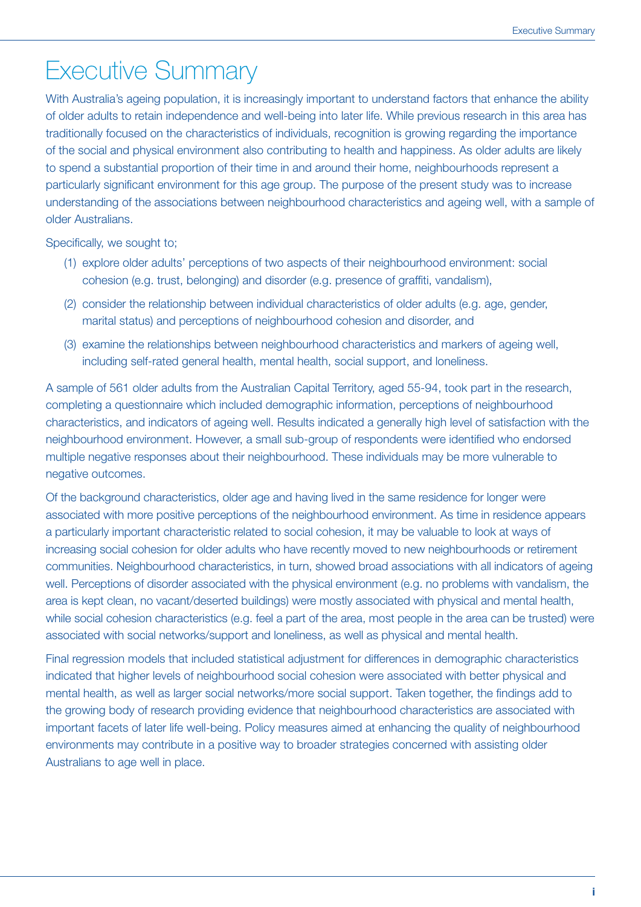# Executive Summary

With Australia's ageing population, it is increasingly important to understand factors that enhance the ability of older adults to retain independence and well-being into later life. While previous research in this area has traditionally focused on the characteristics of individuals, recognition is growing regarding the importance of the social and physical environment also contributing to health and happiness. As older adults are likely to spend a substantial proportion of their time in and around their home, neighbourhoods represent a particularly significant environment for this age group. The purpose of the present study was to increase understanding of the associations between neighbourhood characteristics and ageing well, with a sample of older Australians.

Specifically, we sought to;

(1) explore older adults' perceptions of two aspects of their neighbourhood environment: social cohesion (e.g. trust, belonging) and disorder (e.g. presence of graffiti, vandalism),

(2) consider the relationship between individual characteristics of older adults (e.g. age, gender, marital status) and perceptions of neighbourhood cohesion and disorder, and

(3) examine the relationships between neighbourhood characteristics and markers of ageing well, including self-rated general health, mental health, social support, and loneliness.

A sample of 561 older adults from the Australian Capital Territory, aged 55-94, took part in the research, completing a questionnaire which included demographic information, perceptions of neighbourhood characteristics, and indicators of ageing well. Results indicated a generally high level of satisfaction with the neighbourhood environment. However, a small sub-group of respondents were identified who endorsed multiple negative responses about their neighbourhood. These individuals may be more vulnerable to negative outcomes.

Of the background characteristics, older age and having lived in the same residence for longer were associated with more positive perceptions of the neighbourhood environment. As time in residence appears a particularly important characteristic related to social cohesion, it may be valuable to look at ways of increasing social cohesion for older adults who have recently moved to new neighbourhoods or retirement communities. Neighbourhood characteristics, in turn, showed broad associations with all indicators of ageing well. Perceptions of disorder associated with the physical environment (e.g. no problems with vandalism, the area is kept clean, no vacant/deserted buildings) were mostly associated with physical and mental health, while social cohesion characteristics (e.g. feel a part of the area, most people in the area can be trusted) were associated with social networks/support and loneliness, as well as physical and mental health.

Final regression models that included statistical adjustment for differences in demographic characteristics indicated that higher levels of neighbourhood social cohesion were associated with better physical and mental health, as well as larger social networks/more social support. Taken together, the findings add to the growing body of research providing evidence that neighbourhood characteristics are associated with important facets of later life well-being. Policy measures aimed at enhancing the quality of neighbourhood environments may contribute in a positive way to broader strategies concerned with assisting older Australians to age well in place.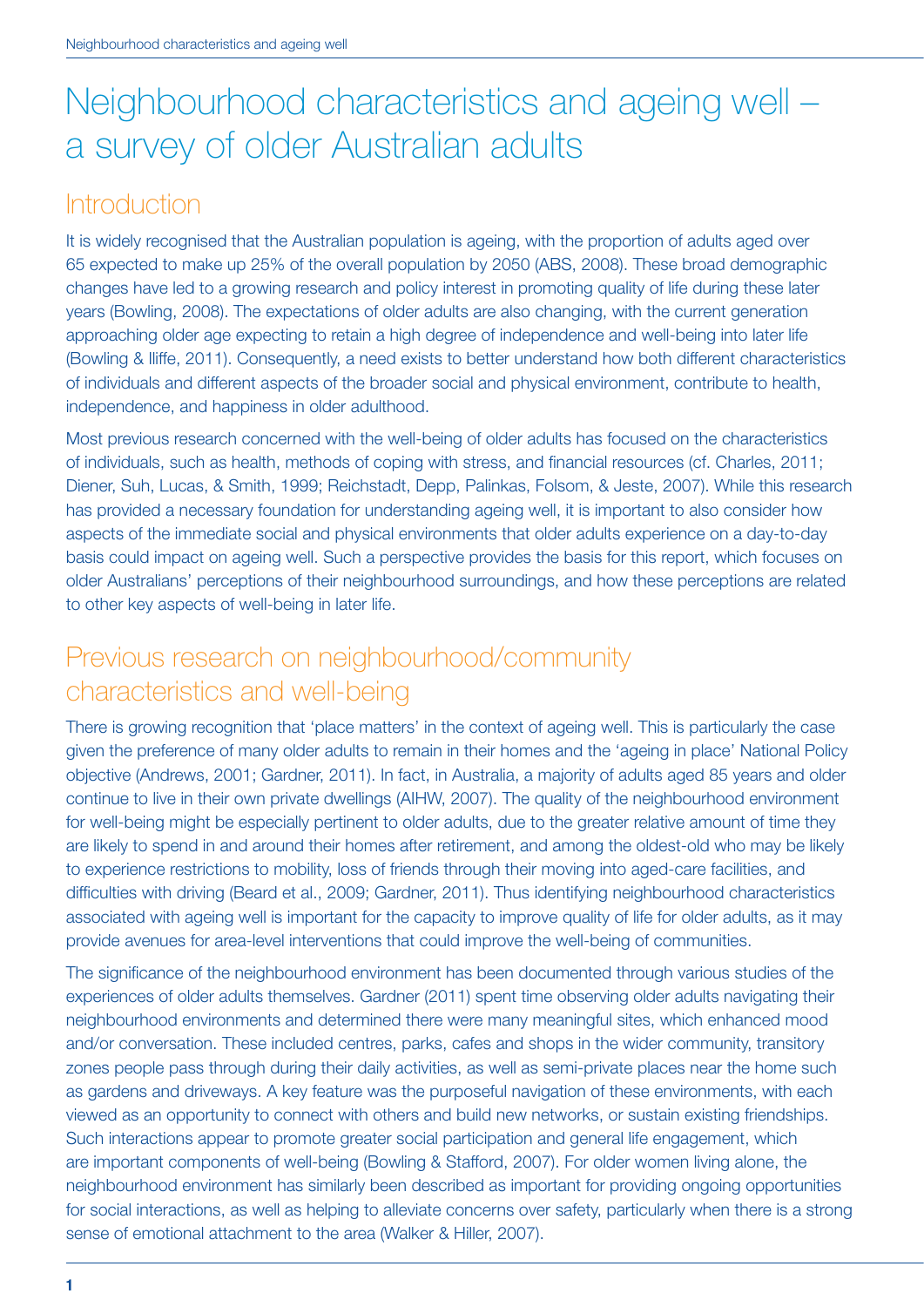# Neighbourhood characteristics and ageing well – a survey of older Australian adults

## Introduction

It is widely recognised that the Australian population is ageing, with the proportion of adults aged over 65 expected to make up 25% of the overall population by 2050 (ABS, 2008). These broad demographic changes have led to a growing research and policy interest in promoting quality of life during these later years (Bowling, 2008). The expectations of older adults are also changing, with the current generation approaching older age expecting to retain a high degree of independence and well-being into later life (Bowling & Iliffe, 2011). Consequently, a need exists to better understand how both different characteristics of individuals and different aspects of the broader social and physical environment, contribute to health, independence, and happiness in older adulthood.

Most previous research concerned with the well-being of older adults has focused on the characteristics of individuals, such as health, methods of coping with stress, and financial resources (cf. Charles, 2011; Diener, Suh, Lucas, & Smith, 1999; Reichstadt, Depp, Palinkas, Folsom, & Jeste, 2007). While this research has provided a necessary foundation for understanding ageing well, it is important to also consider how aspects of the immediate social and physical environments that older adults experience on a day-to-day basis could impact on ageing well. Such a perspective provides the basis for this report, which focuses on older Australians' perceptions of their neighbourhood surroundings, and how these perceptions are related to other key aspects of well-being in later life.

## Previous research on neighbourhood/community characteristics and well-being

There is growing recognition that 'place matters' in the context of ageing well. This is particularly the case given the preference of many older adults to remain in their homes and the 'ageing in place' National Policy objective (Andrews, 2001; Gardner, 2011). In fact, in Australia, a majority of adults aged 85 years and older continue to live in their own private dwellings (AIHW, 2007). The quality of the neighbourhood environment for well-being might be especially pertinent to older adults, due to the greater relative amount of time they are likely to spend in and around their homes after retirement, and among the oldest-old who may be likely to experience restrictions to mobility, loss of friends through their moving into aged-care facilities, and difficulties with driving (Beard et al., 2009; Gardner, 2011). Thus identifying neighbourhood characteristics associated with ageing well is important for the capacity to improve quality of life for older adults, as it may provide avenues for area-level interventions that could improve the well-being of communities.

The significance of the neighbourhood environment has been documented through various studies of the experiences of older adults themselves. Gardner (2011) spent time observing older adults navigating their neighbourhood environments and determined there were many meaningful sites, which enhanced mood and/or conversation. These included centres, parks, cafes and shops in the wider community, transitory zones people pass through during their daily activities, as well as semi-private places near the home such as gardens and driveways. A key feature was the purposeful navigation of these environments, with each viewed as an opportunity to connect with others and build new networks, or sustain existing friendships. Such interactions appear to promote greater social participation and general life engagement, which are important components of well-being (Bowling & Stafford, 2007). For older women living alone, the neighbourhood environment has similarly been described as important for providing ongoing opportunities for social interactions, as well as helping to alleviate concerns over safety, particularly when there is a strong sense of emotional attachment to the area (Walker & Hiller, 2007).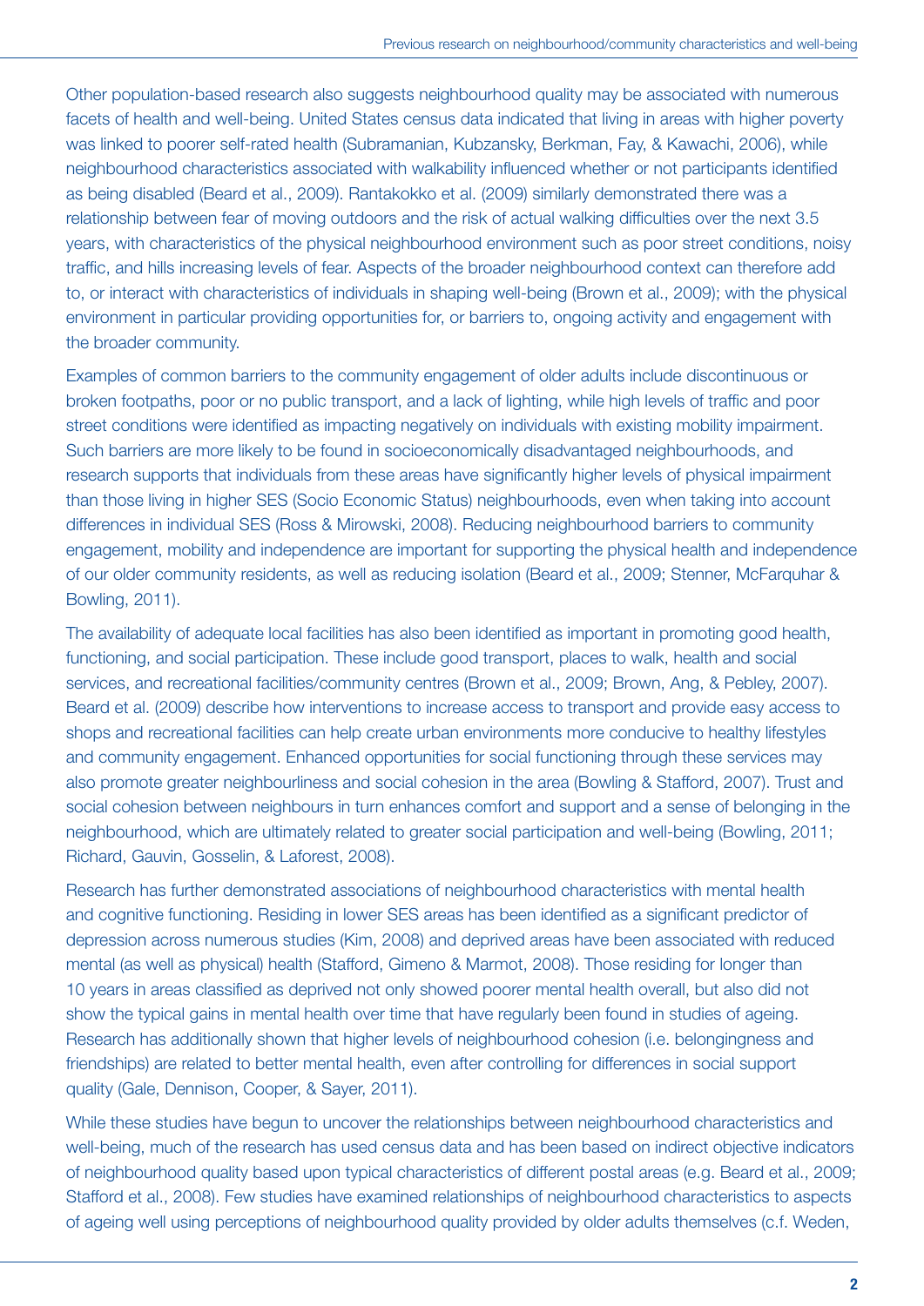Other population-based research also suggests neighbourhood quality may be associated with numerous facets of health and well-being. United States census data indicated that living in areas with higher poverty was linked to poorer self-rated health (Subramanian, Kubzansky, Berkman, Fay, & Kawachi, 2006), while neighbourhood characteristics associated with walkability influenced whether or not participants identified as being disabled (Beard et al., 2009). Rantakokko et al. (2009) similarly demonstrated there was a relationship between fear of moving outdoors and the risk of actual walking difficulties over the next 3.5 years, with characteristics of the physical neighbourhood environment such as poor street conditions, noisy traffic, and hills increasing levels of fear. Aspects of the broader neighbourhood context can therefore add to, or interact with characteristics of individuals in shaping well-being (Brown et al., 2009); with the physical environment in particular providing opportunities for, or barriers to, ongoing activity and engagement with the broader community.

Examples of common barriers to the community engagement of older adults include discontinuous or broken footpaths, poor or no public transport, and a lack of lighting, while high levels of traffic and poor street conditions were identified as impacting negatively on individuals with existing mobility impairment. Such barriers are more likely to be found in socioeconomically disadvantaged neighbourhoods, and research supports that individuals from these areas have significantly higher levels of physical impairment than those living in higher SES (Socio Economic Status) neighbourhoods, even when taking into account differences in individual SES (Ross & Mirowski, 2008). Reducing neighbourhood barriers to community engagement, mobility and independence are important for supporting the physical health and independence of our older community residents, as well as reducing isolation (Beard et al., 2009; Stenner, McFarquhar & Bowling, 2011).

The availability of adequate local facilities has also been identified as important in promoting good health, functioning, and social participation. These include good transport, places to walk, health and social services, and recreational facilities/community centres (Brown et al., 2009; Brown, Ang, & Pebley, 2007). Beard et al. (2009) describe how interventions to increase access to transport and provide easy access to shops and recreational facilities can help create urban environments more conducive to healthy lifestyles and community engagement. Enhanced opportunities for social functioning through these services may also promote greater neighbourliness and social cohesion in the area (Bowling & Stafford, 2007). Trust and social cohesion between neighbours in turn enhances comfort and support and a sense of belonging in the neighbourhood, which are ultimately related to greater social participation and well-being (Bowling, 2011; Richard, Gauvin, Gosselin, & Laforest, 2008).

Research has further demonstrated associations of neighbourhood characteristics with mental health and cognitive functioning. Residing in lower SES areas has been identified as a significant predictor of depression across numerous studies (Kim, 2008) and deprived areas have been associated with reduced mental (as well as physical) health (Stafford, Gimeno & Marmot, 2008). Those residing for longer than 10 years in areas classified as deprived not only showed poorer mental health overall, but also did not show the typical gains in mental health over time that have regularly been found in studies of ageing. Research has additionally shown that higher levels of neighbourhood cohesion (i.e. belongingness and friendships) are related to better mental health, even after controlling for differences in social support quality (Gale, Dennison, Cooper, & Sayer, 2011).

While these studies have begun to uncover the relationships between neighbourhood characteristics and well-being, much of the research has used census data and has been based on indirect objective indicators of neighbourhood quality based upon typical characteristics of different postal areas (e.g. Beard et al., 2009; Stafford et al., 2008). Few studies have examined relationships of neighbourhood characteristics to aspects of ageing well using perceptions of neighbourhood quality provided by older adults themselves (c.f. Weden,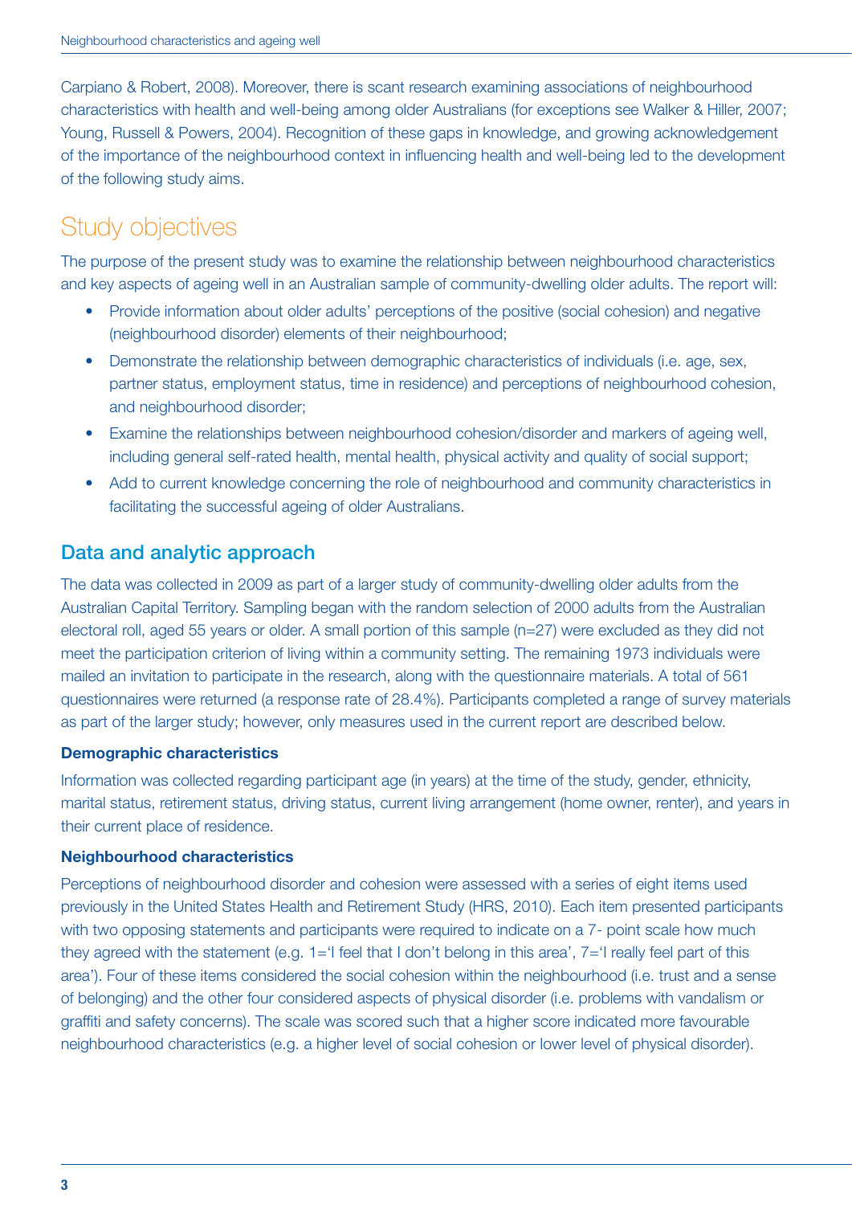Carpiano & Robert, 2008). Moreover, there is scant research examining associations of neighbourhood characteristics with health and well-being among older Australians (for exceptions see Walker & Hiller, 2007; Young, Russell & Powers, 2004). Recognition of these gaps in knowledge, and growing acknowledgement of the importance of the neighbourhood context in influencing health and well-being led to the development of the following study aims.

## Study objectives

The purpose of the present study was to examine the relationship between neighbourhood characteristics and key aspects of ageing well in an Australian sample of community-dwelling older adults. The report will:

- Provide information about older adults' perceptions of the positive (social cohesion) and negative (neighbourhood disorder) elements of their neighbourhood;
- Demonstrate the relationship between demographic characteristics of individuals (i.e. age, sex, partner status, employment status, time in residence) and perceptions of neighbourhood cohesion, and neighbourhood disorder;
- Examine the relationships between neighbourhood cohesion/disorder and markers of ageing well, including general self-rated health, mental health, physical activity and quality of social support;
- Add to current knowledge concerning the role of neighbourhood and community characteristics in facilitating the successful ageing of older Australians.

### Data and analytic approach

The data was collected in 2009 as part of a larger study of community-dwelling older adults from the Australian Capital Territory. Sampling began with the random selection of 2000 adults from the Australian electoral roll, aged 55 years or older. A small portion of this sample (n=27) were excluded as they did not meet the participation criterion of living within a community setting. The remaining 1973 individuals were mailed an invitation to participate in the research, along with the questionnaire materials. A total of 561 questionnaires were returned (a response rate of 28.4%). Participants completed a range of survey materials as part of the larger study; however, only measures used in the current report are described below.

**Demographic characteristics**

Information was collected regarding participant age (in years) at the time of the study, gender, ethnicity, marital status, retirement status, driving status, current living arrangement (home owner, renter), and years in their current place of residence.

**Neighbourhood characteristics**

Perceptions of neighbourhood disorder and cohesion were assessed with a series of eight items used previously in the United States Health and Retirement Study (HRS, 2010). Each item presented participants with two opposing statements and participants were required to indicate on a 7- point scale how much they agreed with the statement (e.g. 1='I feel that I don't belong in this area', 7='I really feel part of this area'). Four of these items considered the social cohesion within the neighbourhood (i.e. trust and a sense of belonging) and the other four considered aspects of physical disorder (i.e. problems with vandalism or graffiti and safety concerns). The scale was scored such that a higher score indicated more favourable neighbourhood characteristics (e.g. a higher level of social cohesion or lower level of physical disorder).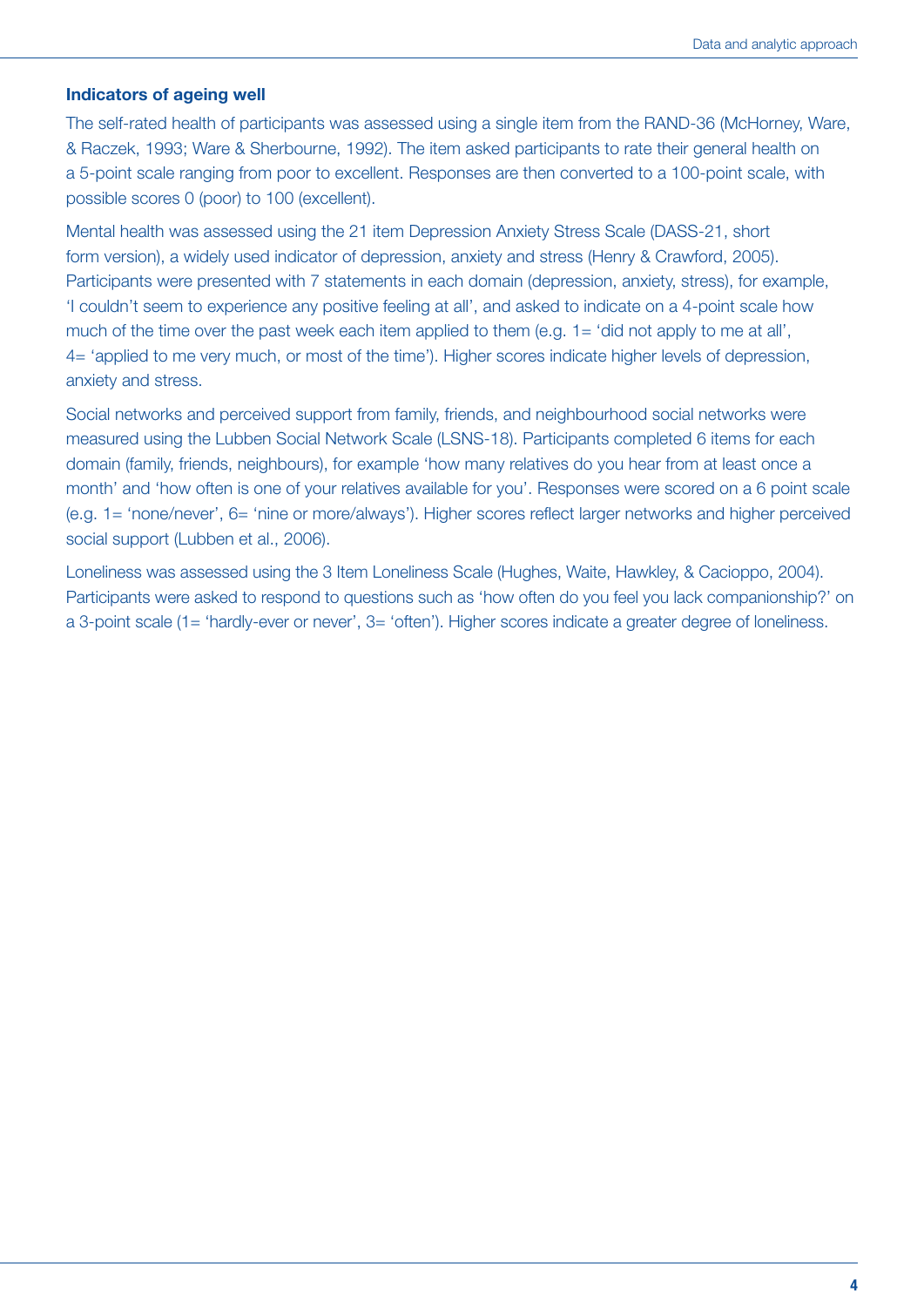### Indicators of ageing well

The self-rated health of participants was assessed using a single item from the RAND-36 (McHorney, Ware, & Raczek, 1993; Ware & Sherbourne, 1992). The item asked participants to rate their general health on a 5-point scale ranging from poor to excellent. Responses are then converted to a 100-point scale, with possible scores 0 (poor) to 100 (excellent).

Mental health was assessed using the 21 item Depression Anxiety Stress Scale (DASS-21, short form version), a widely used indicator of depression, anxiety and stress (Henry & Crawford, 2005). Participants were presented with 7 statements in each domain (depression, anxiety, stress), for example, 'I couldn't seem to experience any positive feeling at all', and asked to indicate on a 4-point scale how much of the time over the past week each item applied to them (e.g. 1= 'did not apply to me at all', 4= 'applied to me very much, or most of the time'). Higher scores indicate higher levels of depression, anxiety and stress.

Social networks and perceived support from family, friends, and neighbourhood social networks were measured using the Lubben Social Network Scale (LSNS-18). Participants completed 6 items for each domain (family, friends, neighbours), for example 'how many relatives do you hear from at least once a month' and 'how often is one of your relatives available for you'. Responses were scored on a 6 point scale (e.g. 1= 'none/never', 6= 'nine or more/always'). Higher scores reflect larger networks and higher perceived social support (Lubben et al., 2006).

Loneliness was assessed using the 3 Item Loneliness Scale (Hughes, Waite, Hawkley, & Cacioppo, 2004). Participants were asked to respond to questions such as 'how often do you feel you lack companionship?' on a 3-point scale (1= 'hardly-ever or never', 3= 'often'). Higher scores indicate a greater degree of loneliness.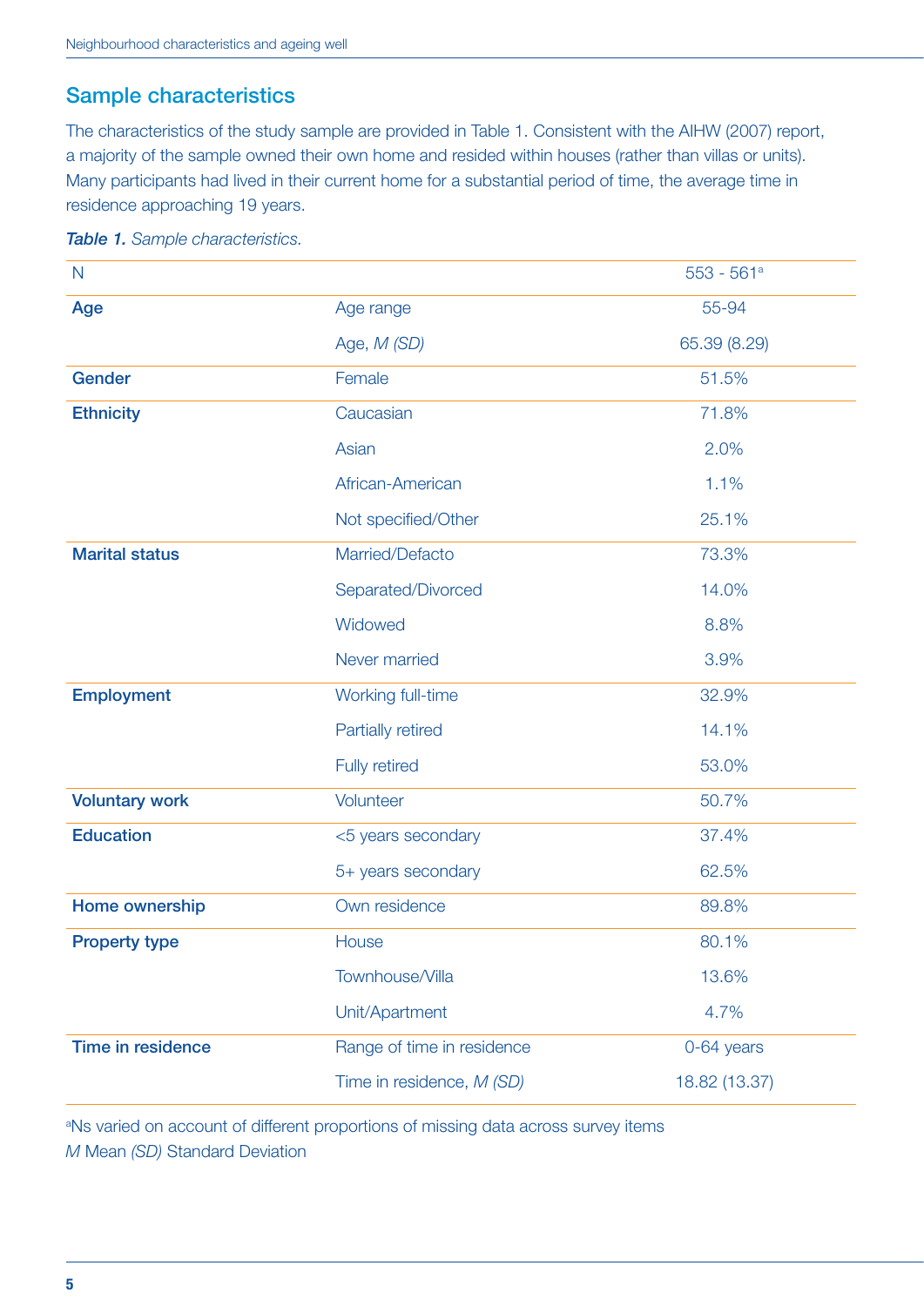## Sample characteristics

The characteristics of the study sample are provided in Table 1. Consistent with the AIHW (2007) report, a majority of the sample owned their own home and resided within houses (rather than villas or units). Many participants had lived in their current home for a substantial period of time, the average time in residence approaching 19 years.

***Table 1.*** *Sample characteristics.*

| N | | 553 - 561[a] |
|---|---|---|
| **Age** | Age range | 55-94 |
| | Age, *M (SD)* | 65.39 (8.29) |
| **Gender** | Female | 51.5% |
| **Ethnicity** | Caucasian | 71.8% |
| | Asian | 2.0% |
| | African-American | 1.1% |
| | Not specified/Other | 25.1% |
| **Marital status** | Married/Defacto | 73.3% |
| | Separated/Divorced | 14.0% |
| | Widowed | 8.8% |
| | Never married | 3.9% |
| **Employment** | Working full-time | 32.9% |
| | Partially retired | 14.1% |
| | Fully retired | 53.0% |
| **Voluntary work** | Volunteer | 50.7% |
| **Education** | <5 years secondary | 37.4% |
| | 5+ years secondary | 62.5% |
| **Home ownership** | Own residence | 89.8% |
| **Property type** | House | 80.1% |
| | Townhouse/Villa | 13.6% |
| | Unit/Apartment | 4.7% |
| **Time in residence** | Range of time in residence | 0-64 years |
| | Time in residence, *M (SD)* | 18.82 (13.37) |

[a]Ns varied on account of different proportions of missing data across survey items

*M* Mean *(SD)* Standard Deviation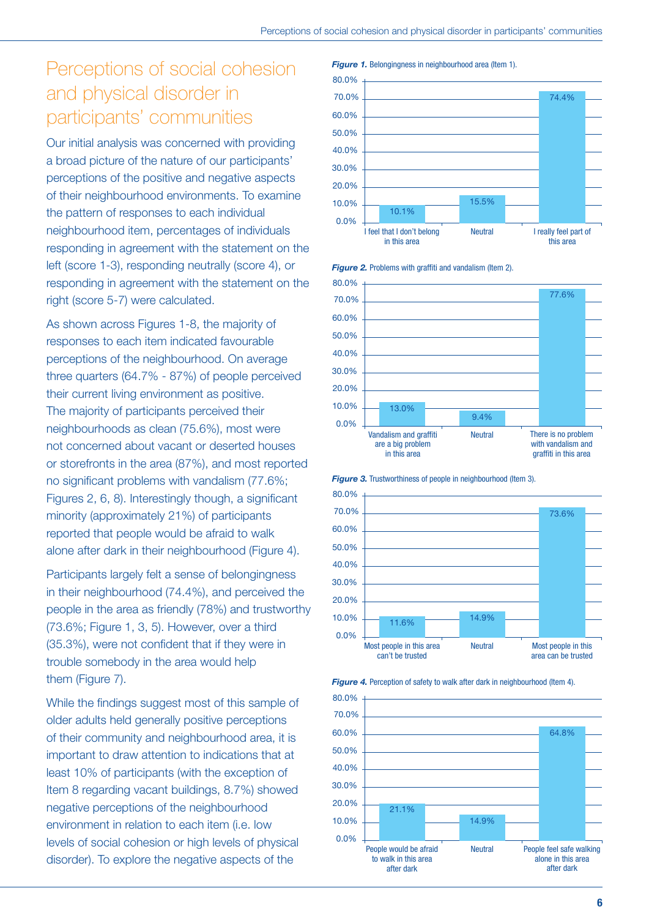# Perceptions of social cohesion and physical disorder in participants' communities

Our initial analysis was concerned with providing a broad picture of the nature of our participants' perceptions of the positive and negative aspects of their neighbourhood environments. To examine the pattern of responses to each individual neighbourhood item, percentages of individuals responding in agreement with the statement on the left (score 1-3), responding neutrally (score 4), or responding in agreement with the statement on the right (score 5-7) were calculated.

As shown across Figures 1-8, the majority of responses to each item indicated favourable perceptions of the neighbourhood. On average three quarters (64.7% - 87%) of people perceived their current living environment as positive. The majority of participants perceived their neighbourhoods as clean (75.6%), most were not concerned about vacant or deserted houses or storefronts in the area (87%), and most reported no significant problems with vandalism (77.6%; Figures 2, 6, 8). Interestingly though, a significant minority (approximately 21%) of participants reported that people would be afraid to walk alone after dark in their neighbourhood (Figure 4).

Participants largely felt a sense of belongingness in their neighbourhood (74.4%), and perceived the people in the area as friendly (78%) and trustworthy (73.6%; Figure 1, 3, 5). However, over a third (35.3%), were not confident that if they were in trouble somebody in the area would help them (Figure 7).

While the findings suggest most of this sample of older adults held generally positive perceptions of their community and neighbourhood area, it is important to draw attention to indications that at least 10% of participants (with the exception of Item 8 regarding vacant buildings, 8.7%) showed negative perceptions of the neighbourhood environment in relation to each item (i.e. low levels of social cohesion or high levels of physical disorder). To explore the negative aspects of the

***Figure 1.*** Belongingness in neighbourhood area (Item 1).

| I feel that I don't belong in this area | Neutral | I really feel part of this area |
|---|---|---|
| 10.1% | 15.5% | 74.4% |

***Figure 2.*** Problems with graffiti and vandalism (Item 2).

| Vandalism and graffiti are a big problem in this area | Neutral | There is no problem with vandalism and graffiti in this area |
|---|---|---|
| 13.0% | 9.4% | 77.6% |

***Figure 3.*** Trustworthiness of people in neighbourhood (Item 3).

| Most people in this area can't be trusted | Neutral | Most people in this area can be trusted |
|---|---|---|
| 11.6% | 14.9% | 73.6% |

***Figure 4.*** Perception of safety to walk after dark in neighbourhood (Item 4).

| People would be afraid to walk in this area after dark | Neutral | People feel safe walking alone in this area after dark |
|---|---|---|
| 21.1% | 14.9% | 64.8% |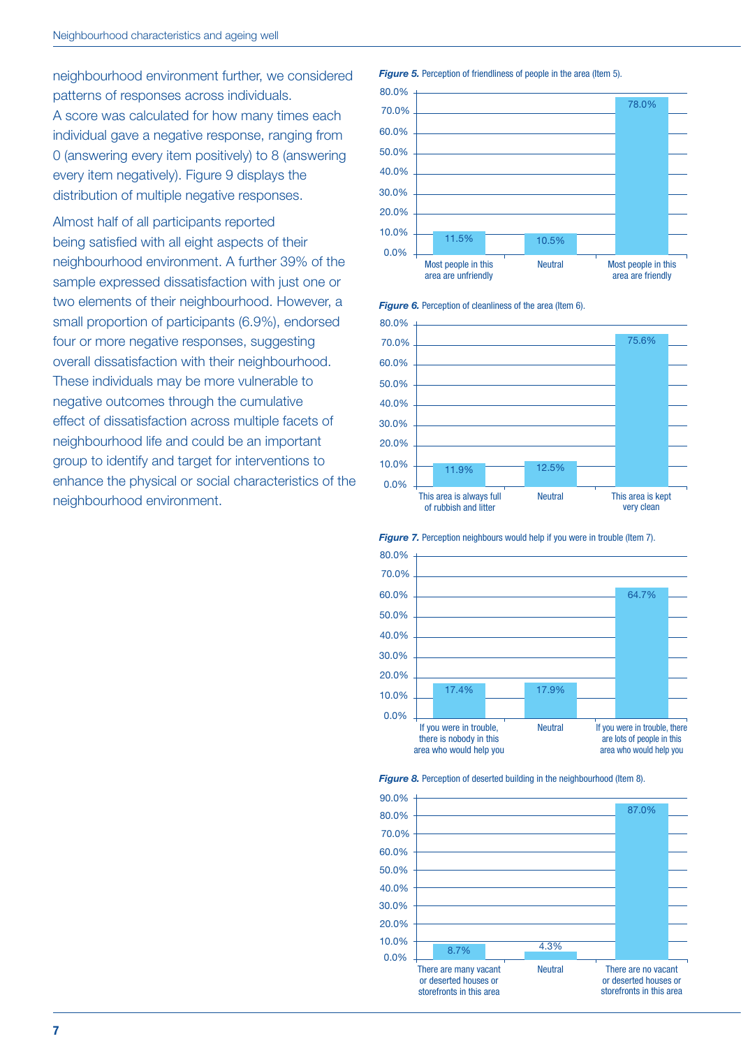neighbourhood environment further, we considered patterns of responses across individuals. A score was calculated for how many times each individual gave a negative response, ranging from 0 (answering every item positively) to 8 (answering every item negatively). Figure 9 displays the distribution of multiple negative responses.

Almost half of all participants reported being satisfied with all eight aspects of their neighbourhood environment. A further 39% of the sample expressed dissatisfaction with just one or two elements of their neighbourhood. However, a small proportion of participants (6.9%), endorsed four or more negative responses, suggesting overall dissatisfaction with their neighbourhood. These individuals may be more vulnerable to negative outcomes through the cumulative effect of dissatisfaction across multiple facets of neighbourhood life and could be an important group to identify and target for interventions to enhance the physical or social characteristics of the neighbourhood environment.

***Figure 5.*** Perception of friendliness of people in the area (Item 5).

| Most people in this area are unfriendly | Neutral | Most people in this area are friendly |
|---|---|---|
| 11.5% | 10.5% | 78.0% |

***Figure 6.*** Perception of cleanliness of the area (Item 6).

| This area is always full of rubbish and litter | Neutral | This area is kept very clean |
|---|---|---|
| 11.9% | 12.5% | 75.6% |

***Figure 7.*** Perception neighbours would help if you were in trouble (Item 7).

| If you were in trouble, there is nobody in this area who would help you | Neutral | If you were in trouble, there are lots of people in this area who would help you |
|---|---|---|
| 17.4% | 17.9% | 64.7% |

***Figure 8.*** Perception of deserted building in the neighbourhood (Item 8).

| There are many vacant or deserted houses or storefronts in this area | Neutral | There are no vacant or deserted houses or storefronts in this area |
|---|---|---|
| 8.7% | 4.3% | 87.0% |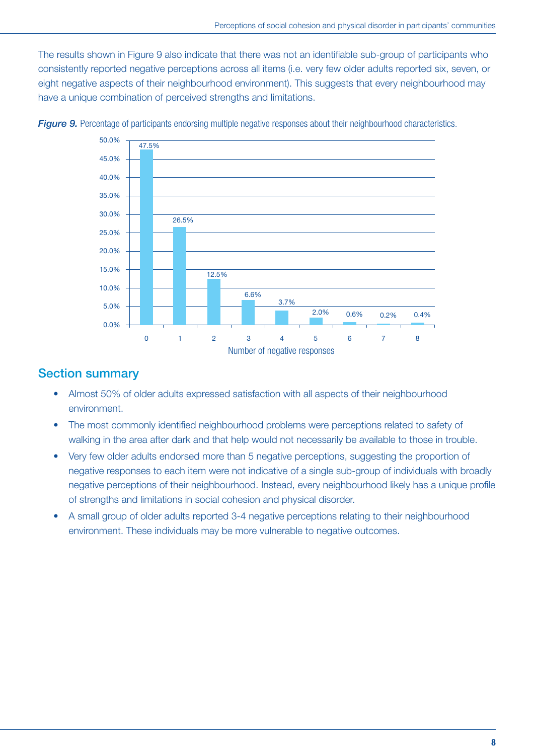The results shown in Figure 9 also indicate that there was not an identifiable sub-group of participants who consistently reported negative perceptions across all items (i.e. very few older adults reported six, seven, or eight negative aspects of their neighbourhood environment). This suggests that every neighbourhood may have a unique combination of perceived strengths and limitations.

***Figure 9.*** Percentage of participants endorsing multiple negative responses about their neighbourhood characteristics.

| Number of negative responses | Percentage |
|---|---|
| 0 | 47.5% |
| 1 | 26.5% |
| 2 | 12.5% |
| 3 | 6.6% |
| 4 | 3.7% |
| 5 | 2.0% |
| 6 | 0.6% |
| 7 | 0.2% |
| 8 | 0.4% |

## Section summary

- Almost 50% of older adults expressed satisfaction with all aspects of their neighbourhood environment.
- The most commonly identified neighbourhood problems were perceptions related to safety of walking in the area after dark and that help would not necessarily be available to those in trouble.
- Very few older adults endorsed more than 5 negative perceptions, suggesting the proportion of negative responses to each item were not indicative of a single sub-group of individuals with broadly negative perceptions of their neighbourhood. Instead, every neighbourhood likely has a unique profile of strengths and limitations in social cohesion and physical disorder.
- A small group of older adults reported 3-4 negative perceptions relating to their neighbourhood environment. These individuals may be more vulnerable to negative outcomes.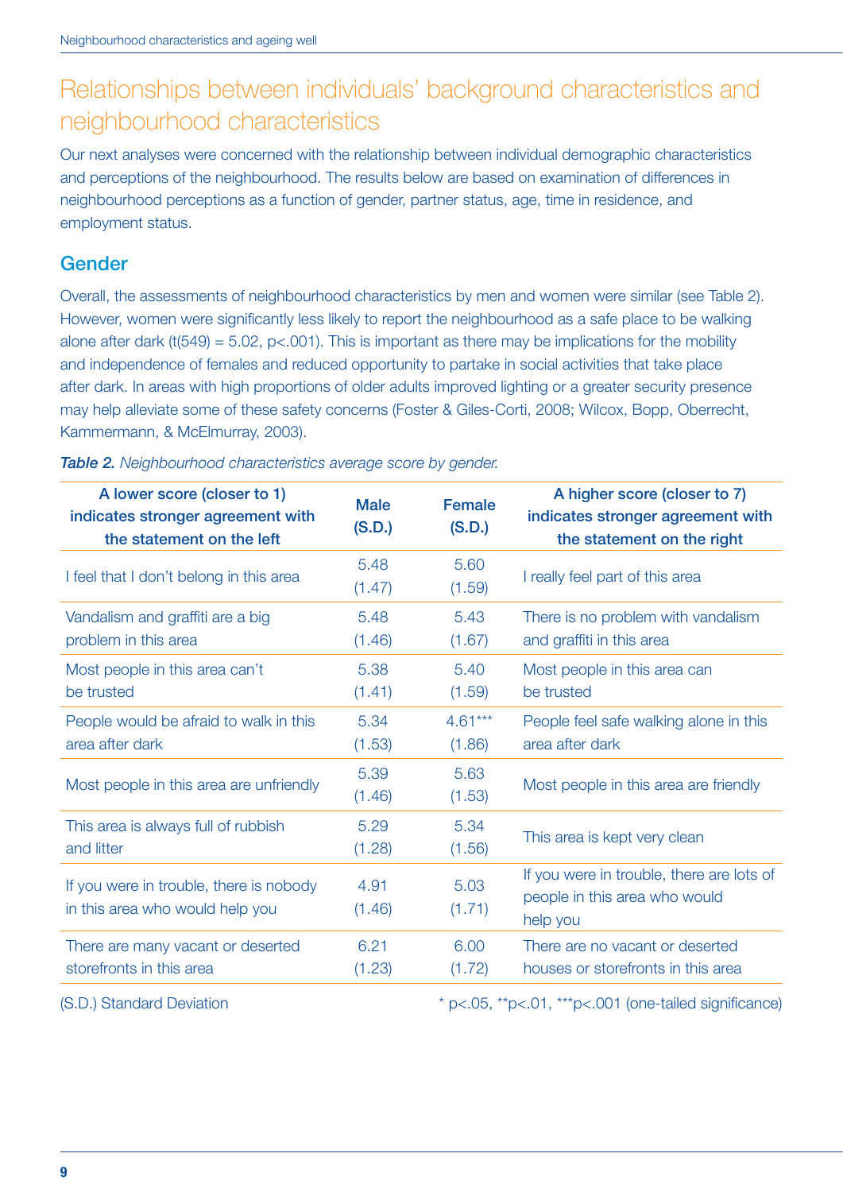## Relationships between individuals' background characteristics and neighbourhood characteristics

Our next analyses were concerned with the relationship between individual demographic characteristics and perceptions of the neighbourhood. The results below are based on examination of differences in neighbourhood perceptions as a function of gender, partner status, age, time in residence, and employment status.

### Gender

Overall, the assessments of neighbourhood characteristics by men and women were similar (see Table 2). However, women were significantly less likely to report the neighbourhood as a safe place to be walking alone after dark ($t(549) = 5.02$, $p<.001$). This is important as there may be implications for the mobility and independence of females and reduced opportunity to partake in social activities that take place after dark. In areas with high proportions of older adults improved lighting or a greater security presence may help alleviate some of these safety concerns (Foster & Giles-Corti, 2008; Wilcox, Bopp, Oberrecht, Kammermann, & McElmurray, 2003).

***Table 2.*** *Neighbourhood characteristics average score by gender.*

| A lower score (closer to 1) indicates stronger agreement with the statement on the left | Male (S.D.) | Female (S.D.) | A higher score (closer to 7) indicates stronger agreement with the statement on the right |
|---|---|---|---|
| I feel that I don't belong in this area | 5.48 (1.47) | 5.60 (1.59) | I really feel part of this area |
| Vandalism and graffiti are a big problem in this area | 5.48 (1.46) | 5.43 (1.67) | There is no problem with vandalism and graffiti in this area |
| Most people in this area can't be trusted | 5.38 (1.41) | 5.40 (1.59) | Most people in this area can be trusted |
| People would be afraid to walk in this area after dark | 5.34 (1.53) | 4.61*** (1.86) | People feel safe walking alone in this area after dark |
| Most people in this area are unfriendly | 5.39 (1.46) | 5.63 (1.53) | Most people in this area are friendly |
| This area is always full of rubbish and litter | 5.29 (1.28) | 5.34 (1.56) | This area is kept very clean |
| If you were in trouble, there is nobody in this area who would help you | 4.91 (1.46) | 5.03 (1.71) | If you were in trouble, there are lots of people in this area who would help you |
| There are many vacant or deserted storefronts in this area | 6.21 (1.23) | 6.00 (1.72) | There are no vacant or deserted houses or storefronts in this area |

(S.D.) Standard Deviation

* $p<.05$, ** $p<.01$, *** $p<.001$ (one-tailed significance)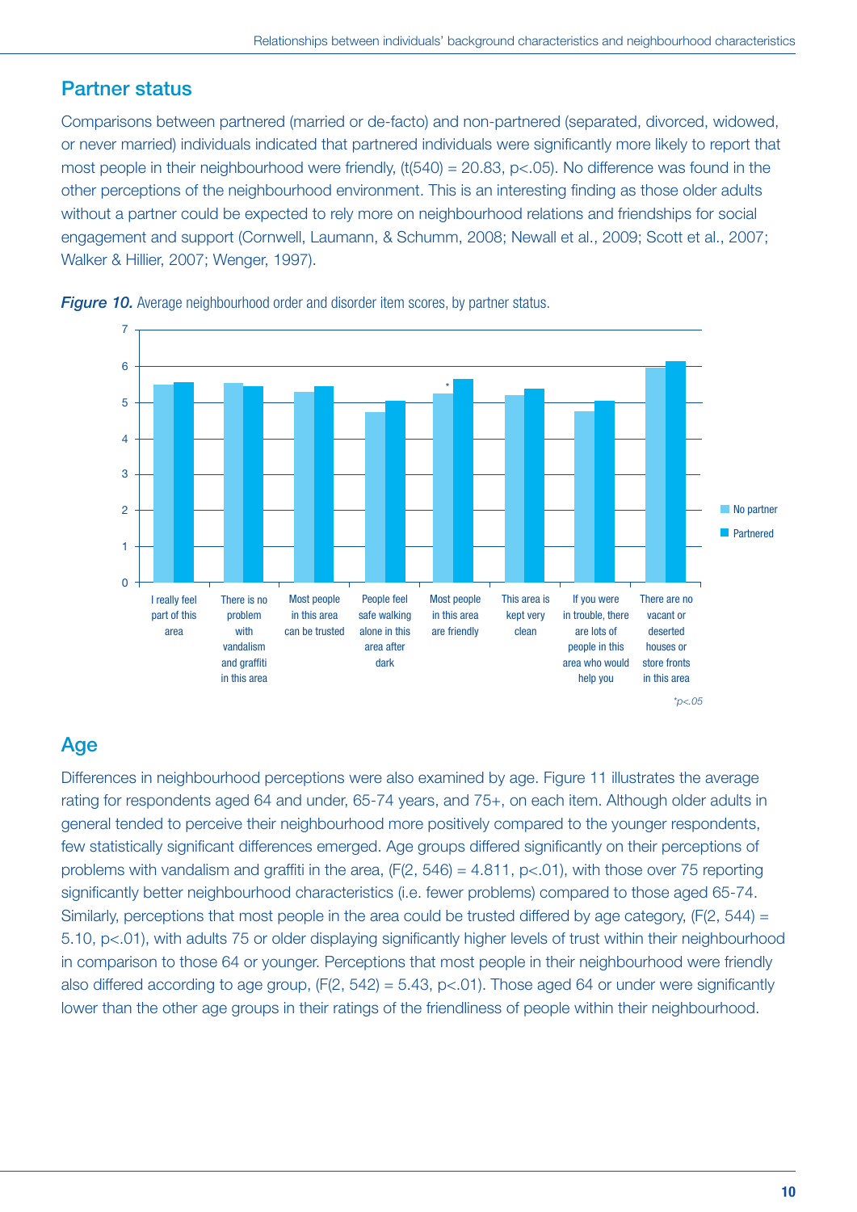## Partner status

Comparisons between partnered (married or de-facto) and non-partnered (separated, divorced, widowed, or never married) individuals indicated that partnered individuals were significantly more likely to report that most people in their neighbourhood were friendly, ($t(540) = 20.83$, $p<.05$). No difference was found in the other perceptions of the neighbourhood environment. This is an interesting finding as those older adults without a partner could be expected to rely more on neighbourhood relations and friendships for social engagement and support (Cornwell, Laumann, & Schumm, 2008; Newall et al., 2009; Scott et al., 2007; Walker & Hillier, 2007; Wenger, 1997).

***Figure 10.*** Average neighbourhood order and disorder item scores, by partner status.

| Item | No partner | Partnered |
| --- | --- | --- |
| I really feel part of this area | | |
| There is no problem with vandalism and graffiti in this area | | |
| Most people in this area can be trusted | | |
| People feel safe walking alone in this area after dark | | |
| Most people in this area are friendly* | | |
| This area is kept very clean | | |
| If you were in trouble, there are lots of people in this area who would help you | | |
| There are no vacant or deserted houses or store fronts in this area | | |

*$p<.05$

## Age

Differences in neighbourhood perceptions were also examined by age. Figure 11 illustrates the average rating for respondents aged 64 and under, 65-74 years, and 75+, on each item. Although older adults in general tended to perceive their neighbourhood more positively compared to the younger respondents, few statistically significant differences emerged. Age groups differed significantly on their perceptions of problems with vandalism and graffiti in the area, ($F(2, 546) = 4.811$, $p<.01$), with those over 75 reporting significantly better neighbourhood characteristics (i.e. fewer problems) compared to those aged 65-74. Similarly, perceptions that most people in the area could be trusted differed by age category, ($F(2, 544) = 5.10$, $p<.01$), with adults 75 or older displaying significantly higher levels of trust within their neighbourhood in comparison to those 64 or younger. Perceptions that most people in their neighbourhood were friendly also differed according to age group, ($F(2, 542) = 5.43$, $p<.01$). Those aged 64 or under were significantly lower than the other age groups in their ratings of the friendliness of people within their neighbourhood.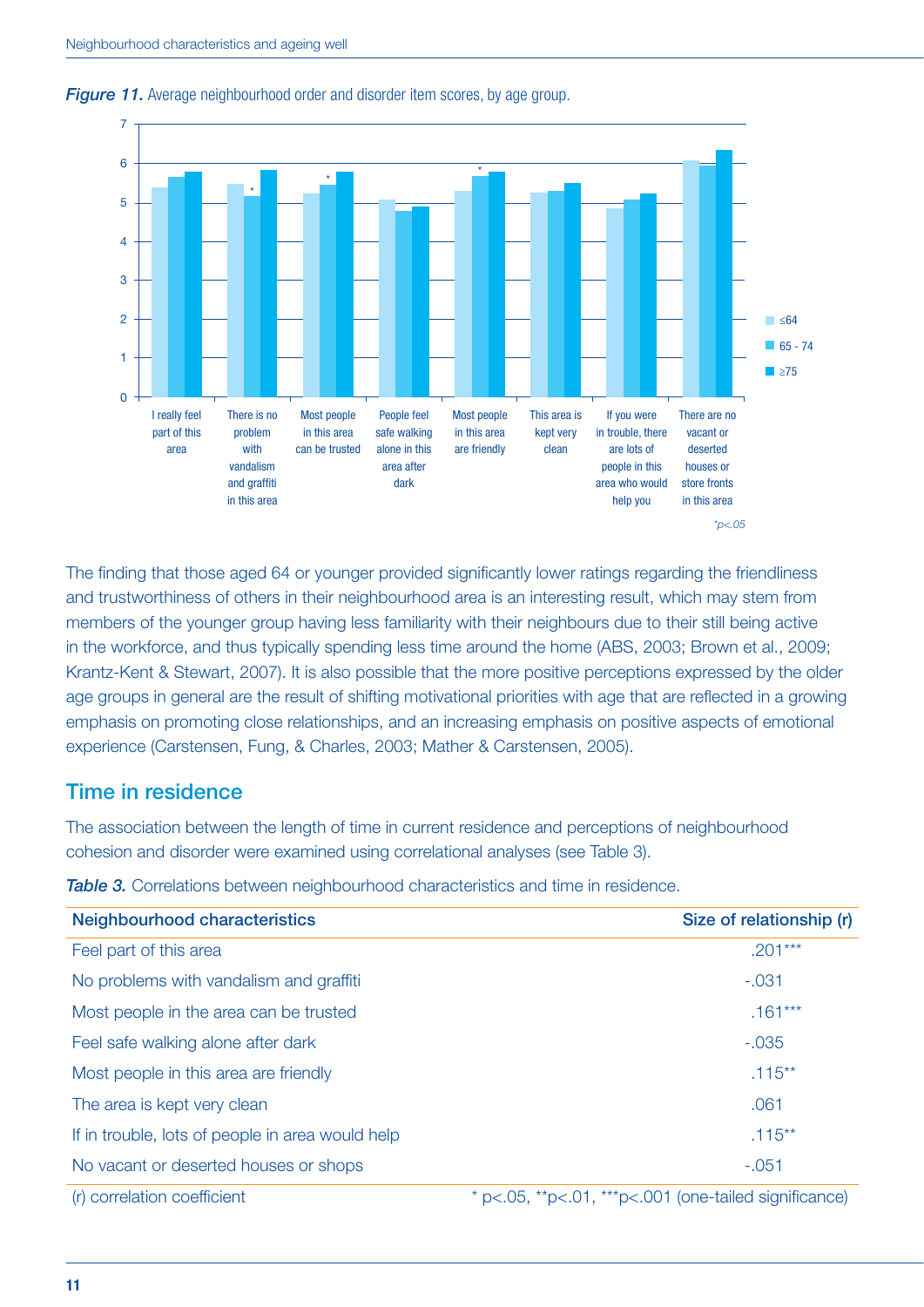*Figure 11.* Average neighbourhood order and disorder item scores, by age group.

The finding that those aged 64 or younger provided significantly lower ratings regarding the friendliness and trustworthiness of others in their neighbourhood area is an interesting result, which may stem from members of the younger group having less familiarity with their neighbours due to their still being active in the workforce, and thus typically spending less time around the home (ABS, 2003; Brown et al., 2009; Krantz-Kent & Stewart, 2007). It is also possible that the more positive perceptions expressed by the older age groups in general are the result of shifting motivational priorities with age that are reflected in a growing emphasis on promoting close relationships, and an increasing emphasis on positive aspects of emotional experience (Carstensen, Fung, & Charles, 2003; Mather & Carstensen, 2005).

## Time in residence

The association between the length of time in current residence and perceptions of neighbourhood cohesion and disorder were examined using correlational analyses (see Table 3).

*Table 3.* Correlations between neighbourhood characteristics and time in residence.

| Neighbourhood characteristics | Size of relationship (r) |
|---|---|
| Feel part of this area | .201*** |
| No problems with vandalism and graffiti | -.031 |
| Most people in the area can be trusted | .161*** |
| Feel safe walking alone after dark | -.035 |
| Most people in this area are friendly | .115** |
| The area is kept very clean | .061 |
| If in trouble, lots of people in area would help | .115** |
| No vacant or deserted houses or shops | -.051 |

(r) correlation coefficient * p<.05, **p<.01, ***p<.001 (one-tailed significance)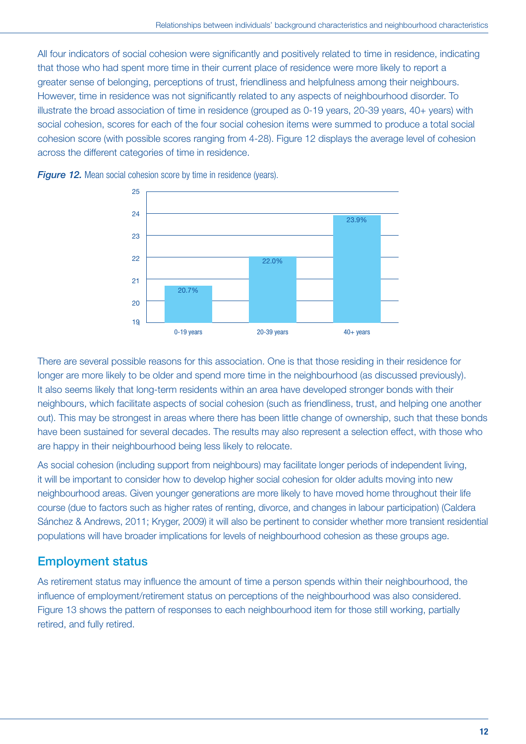All four indicators of social cohesion were significantly and positively related to time in residence, indicating that those who had spent more time in their current place of residence were more likely to report a greater sense of belonging, perceptions of trust, friendliness and helpfulness among their neighbours. However, time in residence was not significantly related to any aspects of neighbourhood disorder. To illustrate the broad association of time in residence (grouped as 0-19 years, 20-39 years, 40+ years) with social cohesion, scores for each of the four social cohesion items were summed to produce a total social cohesion score (with possible scores ranging from 4-28). Figure 12 displays the average level of cohesion across the different categories of time in residence.

***Figure 12.*** Mean social cohesion score by time in residence (years).

| Time in residence | Mean social cohesion score |
|---|---|
| 0-19 years | 20.7% |
| 20-39 years | 22.0% |
| 40+ years | 23.9% |

There are several possible reasons for this association. One is that those residing in their residence for longer are more likely to be older and spend more time in the neighbourhood (as discussed previously). It also seems likely that long-term residents within an area have developed stronger bonds with their neighbours, which facilitate aspects of social cohesion (such as friendliness, trust, and helping one another out). This may be strongest in areas where there has been little change of ownership, such that these bonds have been sustained for several decades. The results may also represent a selection effect, with those who are happy in their neighbourhood being less likely to relocate.

As social cohesion (including support from neighbours) may facilitate longer periods of independent living, it will be important to consider how to develop higher social cohesion for older adults moving into new neighbourhood areas. Given younger generations are more likely to have moved home throughout their life course (due to factors such as higher rates of renting, divorce, and changes in labour participation) (Caldera Sánchez & Andrews, 2011; Kryger, 2009) it will also be pertinent to consider whether more transient residential populations will have broader implications for levels of neighbourhood cohesion as these groups age.

## Employment status

As retirement status may influence the amount of time a person spends within their neighbourhood, the influence of employment/retirement status on perceptions of the neighbourhood was also considered. Figure 13 shows the pattern of responses to each neighbourhood item for those still working, partially retired, and fully retired.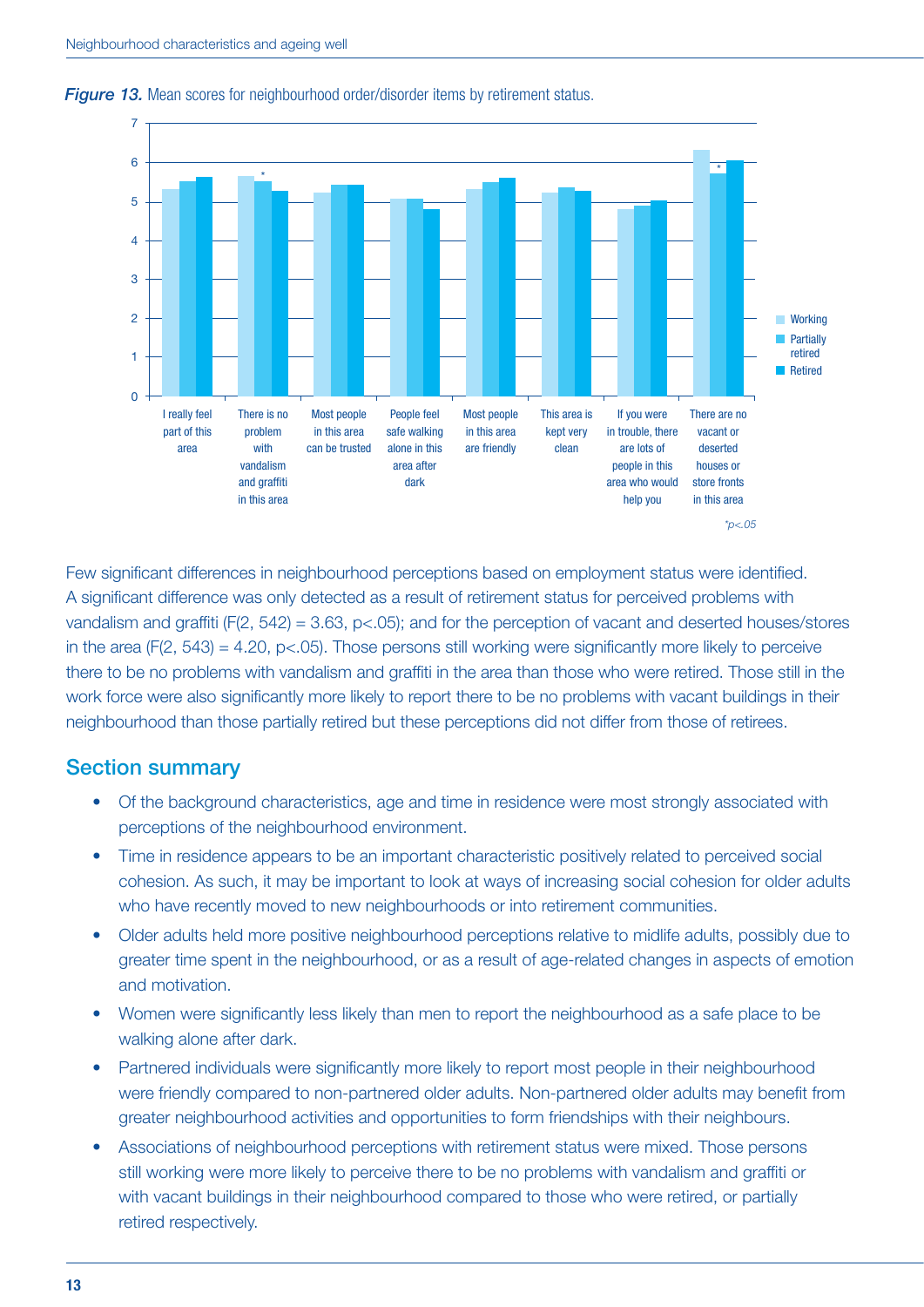*Figure 13.* Mean scores for neighbourhood order/disorder items by retirement status.

Few significant differences in neighbourhood perceptions based on employment status were identified. A significant difference was only detected as a result of retirement status for perceived problems with vandalism and graffiti ($F(2, 542) = 3.63$, $p<.05$); and for the perception of vacant and deserted houses/stores in the area ($F(2, 543) = 4.20$, $p<.05$). Those persons still working were significantly more likely to perceive there to be no problems with vandalism and graffiti in the area than those who were retired. Those still in the work force were also significantly more likely to report there to be no problems with vacant buildings in their neighbourhood than those partially retired but these perceptions did not differ from those of retirees.

## Section summary

- Of the background characteristics, age and time in residence were most strongly associated with perceptions of the neighbourhood environment.
- Time in residence appears to be an important characteristic positively related to perceived social cohesion. As such, it may be important to look at ways of increasing social cohesion for older adults who have recently moved to new neighbourhoods or into retirement communities.
- Older adults held more positive neighbourhood perceptions relative to midlife adults, possibly due to greater time spent in the neighbourhood, or as a result of age-related changes in aspects of emotion and motivation.
- Women were significantly less likely than men to report the neighbourhood as a safe place to be walking alone after dark.
- Partnered individuals were significantly more likely to report most people in their neighbourhood were friendly compared to non-partnered older adults. Non-partnered older adults may benefit from greater neighbourhood activities and opportunities to form friendships with their neighbours.
- Associations of neighbourhood perceptions with retirement status were mixed. Those persons still working were more likely to perceive there to be no problems with vandalism and graffiti or with vacant buildings in their neighbourhood compared to those who were retired, or partially retired respectively.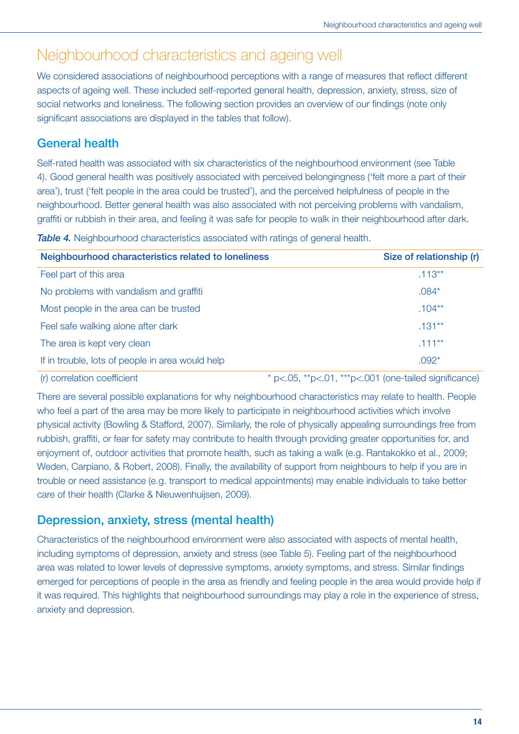# Neighbourhood characteristics and ageing well

We considered associations of neighbourhood perceptions with a range of measures that reflect different aspects of ageing well. These included self-reported general health, depression, anxiety, stress, size of social networks and loneliness. The following section provides an overview of our findings (note only significant associations are displayed in the tables that follow).

## General health

Self-rated health was associated with six characteristics of the neighbourhood environment (see Table 4). Good general health was positively associated with perceived belongingness ('felt more a part of their area'), trust ('felt people in the area could be trusted'), and the perceived helpfulness of people in the neighbourhood. Better general health was also associated with not perceiving problems with vandalism, graffiti or rubbish in their area, and feeling it was safe for people to walk in their neighbourhood after dark.

***Table 4.*** Neighbourhood characteristics associated with ratings of general health.

| Neighbourhood characteristics related to loneliness | Size of relationship (r) |
|---|---|
| Feel part of this area | .113** |
| No problems with vandalism and graffiti | .084* |
| Most people in the area can be trusted | .104** |
| Feel safe walking alone after dark | .131** |
| The area is kept very clean | .111** |
| If in trouble, lots of people in area would help | .092* |
| (r) correlation coefficient | * p<.05, **p<.01, ***p<.001 (one-tailed significance) |

There are several possible explanations for why neighbourhood characteristics may relate to health. People who feel a part of the area may be more likely to participate in neighbourhood activities which involve physical activity (Bowling & Stafford, 2007). Similarly, the role of physically appealing surroundings free from rubbish, graffiti, or fear for safety may contribute to health through providing greater opportunities for, and enjoyment of, outdoor activities that promote health, such as taking a walk (e.g. Rantakokko et al., 2009; Weden, Carpiano, & Robert, 2008). Finally, the availability of support from neighbours to help if you are in trouble or need assistance (e.g. transport to medical appointments) may enable individuals to take better care of their health (Clarke & Nieuwenhuijsen, 2009).

## Depression, anxiety, stress (mental health)

Characteristics of the neighbourhood environment were also associated with aspects of mental health, including symptoms of depression, anxiety and stress (see Table 5). Feeling part of the neighbourhood area was related to lower levels of depressive symptoms, anxiety symptoms, and stress. Similar findings emerged for perceptions of people in the area as friendly and feeling people in the area would provide help if it was required. This highlights that neighbourhood surroundings may play a role in the experience of stress, anxiety and depression.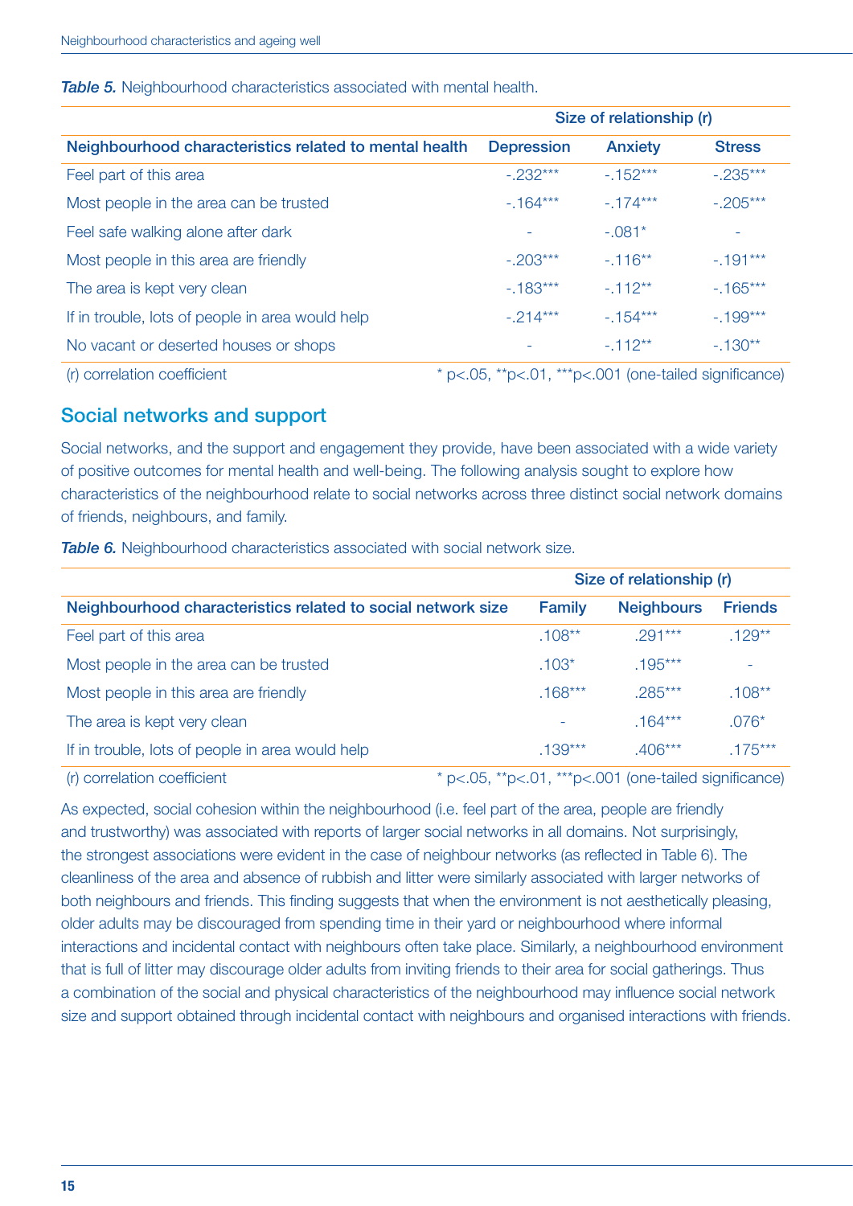***Table 5.*** Neighbourhood characteristics associated with mental health.

| | Size of relationship (r) | | |
|---|---|---|---|
| **Neighbourhood characteristics related to mental health** | **Depression** | **Anxiety** | **Stress** |
| Feel part of this area | -.232*** | -.152*** | -.235*** |
| Most people in the area can be trusted | -.164*** | -.174*** | -.205*** |
| Feel safe walking alone after dark | - | -.081* | - |
| Most people in this area are friendly | -.203*** | -.116** | -.191*** |
| The area is kept very clean | -.183*** | -.112** | -.165*** |
| If in trouble, lots of people in area would help | -.214*** | -.154*** | -.199*** |
| No vacant or deserted houses or shops | - | -.112** | -.130** |

(r) correlation coefficient * p<.05, **p<.01, ***p<.001 (one-tailed significance)

## Social networks and support

Social networks, and the support and engagement they provide, have been associated with a wide variety of positive outcomes for mental health and well-being. The following analysis sought to explore how characteristics of the neighbourhood relate to social networks across three distinct social network domains of friends, neighbours, and family.

***Table 6.*** Neighbourhood characteristics associated with social network size.

| | Size of relationship (r) | | |
|---|---|---|---|
| **Neighbourhood characteristics related to social network size** | **Family** | **Neighbours** | **Friends** |
| Feel part of this area | .108** | .291*** | .129** |
| Most people in the area can be trusted | .103* | .195*** | - |
| Most people in this area are friendly | .168*** | .285*** | .108** |
| The area is kept very clean | - | .164*** | .076* |
| If in trouble, lots of people in area would help | .139*** | .406*** | .175*** |

(r) correlation coefficient * p<.05, **p<.01, ***p<.001 (one-tailed significance)

As expected, social cohesion within the neighbourhood (i.e. feel part of the area, people are friendly and trustworthy) was associated with reports of larger social networks in all domains. Not surprisingly, the strongest associations were evident in the case of neighbour networks (as reflected in Table 6). The cleanliness of the area and absence of rubbish and litter were similarly associated with larger networks of both neighbours and friends. This finding suggests that when the environment is not aesthetically pleasing, older adults may be discouraged from spending time in their yard or neighbourhood where informal interactions and incidental contact with neighbours often take place. Similarly, a neighbourhood environment that is full of litter may discourage older adults from inviting friends to their area for social gatherings. Thus a combination of the social and physical characteristics of the neighbourhood may influence social network size and support obtained through incidental contact with neighbours and organised interactions with friends.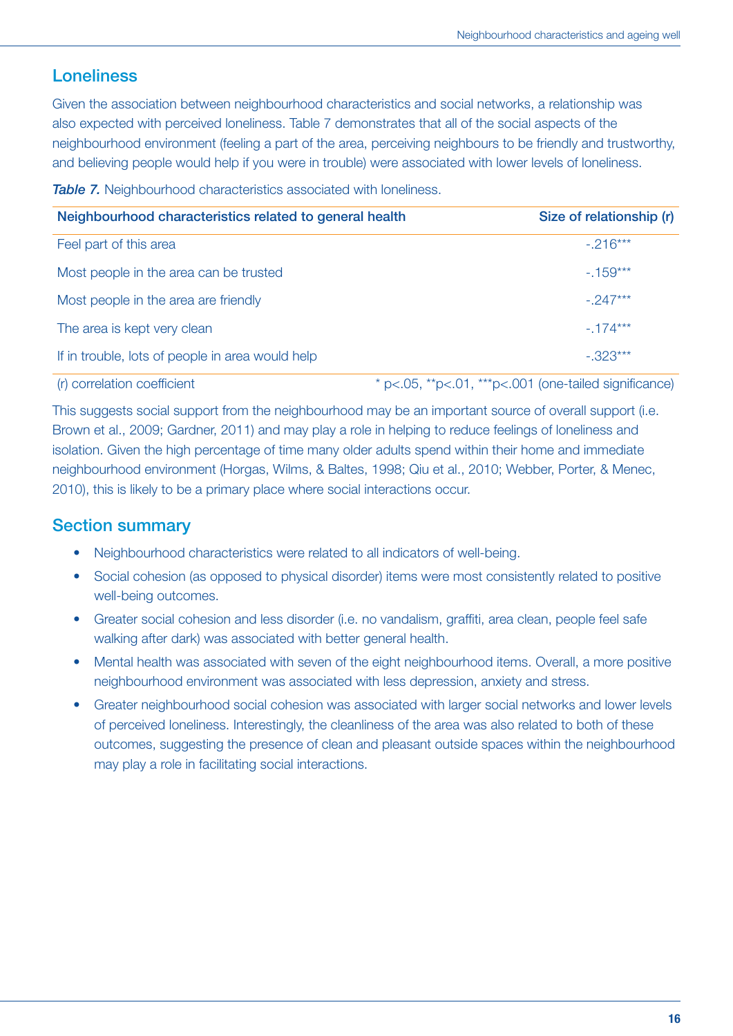## Loneliness

Given the association between neighbourhood characteristics and social networks, a relationship was also expected with perceived loneliness. Table 7 demonstrates that all of the social aspects of the neighbourhood environment (feeling a part of the area, perceiving neighbours to be friendly and trustworthy, and believing people would help if you were in trouble) were associated with lower levels of loneliness.

***Table 7.*** Neighbourhood characteristics associated with loneliness.

| Neighbourhood characteristics related to general health | Size of relationship (r) |
|---|---|
| Feel part of this area | -.216*** |
| Most people in the area can be trusted | -.159*** |
| Most people in the area are friendly | -.247*** |
| The area is kept very clean | -.174*** |
| If in trouble, lots of people in area would help | -.323*** |

(r) correlation coefficient &nbsp;&nbsp;&nbsp; * $p<.05$, ** $p<.01$, *** $p<.001$ (one-tailed significance)

This suggests social support from the neighbourhood may be an important source of overall support (i.e. Brown et al., 2009; Gardner, 2011) and may play a role in helping to reduce feelings of loneliness and isolation. Given the high percentage of time many older adults spend within their home and immediate neighbourhood environment (Horgas, Wilms, & Baltes, 1998; Qiu et al., 2010; Webber, Porter, & Menec, 2010), this is likely to be a primary place where social interactions occur.

## Section summary

- Neighbourhood characteristics were related to all indicators of well-being.
- Social cohesion (as opposed to physical disorder) items were most consistently related to positive well-being outcomes.
- Greater social cohesion and less disorder (i.e. no vandalism, graffiti, area clean, people feel safe walking after dark) was associated with better general health.
- Mental health was associated with seven of the eight neighbourhood items. Overall, a more positive neighbourhood environment was associated with less depression, anxiety and stress.
- Greater neighbourhood social cohesion was associated with larger social networks and lower levels of perceived loneliness. Interestingly, the cleanliness of the area was also related to both of these outcomes, suggesting the presence of clean and pleasant outside spaces within the neighbourhood may play a role in facilitating social interactions.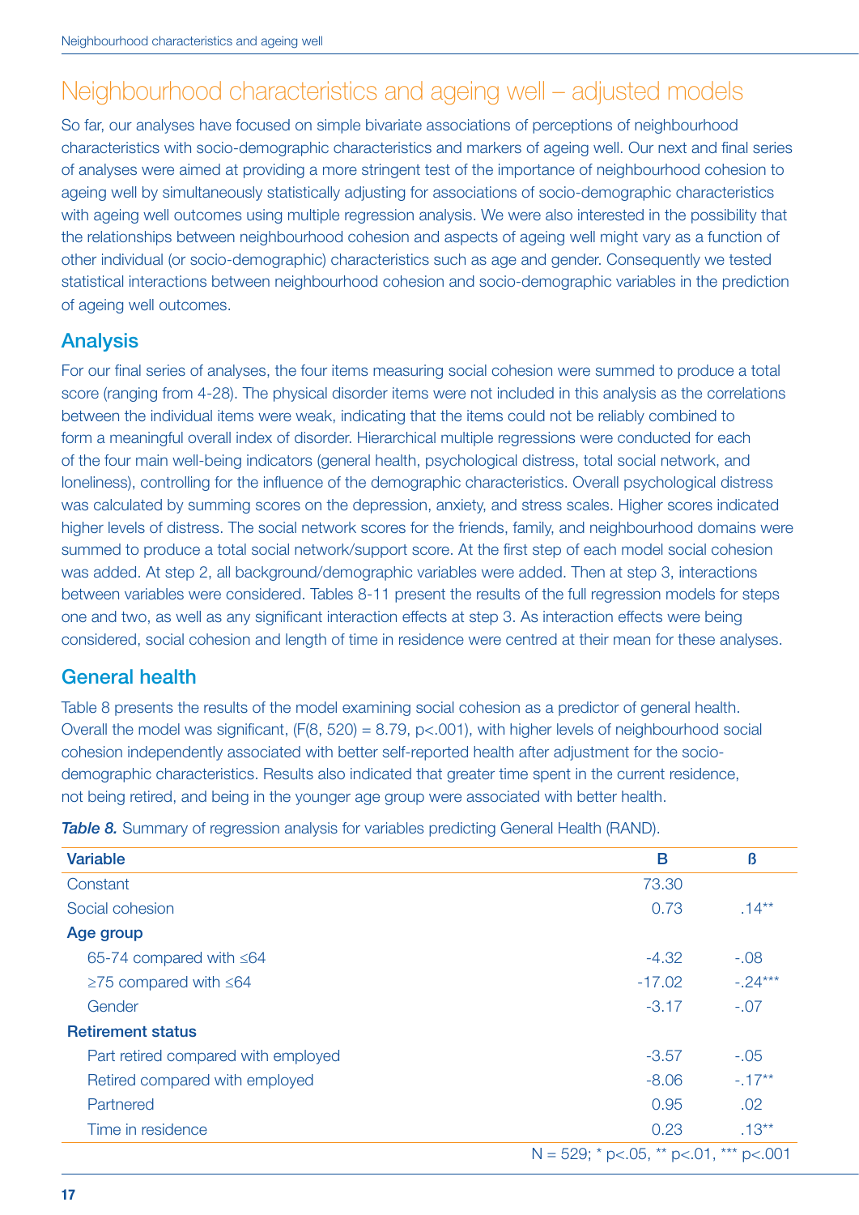# Neighbourhood characteristics and ageing well – adjusted models

So far, our analyses have focused on simple bivariate associations of perceptions of neighbourhood characteristics with socio-demographic characteristics and markers of ageing well. Our next and final series of analyses were aimed at providing a more stringent test of the importance of neighbourhood cohesion to ageing well by simultaneously statistically adjusting for associations of socio-demographic characteristics with ageing well outcomes using multiple regression analysis. We were also interested in the possibility that the relationships between neighbourhood cohesion and aspects of ageing well might vary as a function of other individual (or socio-demographic) characteristics such as age and gender. Consequently we tested statistical interactions between neighbourhood cohesion and socio-demographic variables in the prediction of ageing well outcomes.

## Analysis

For our final series of analyses, the four items measuring social cohesion were summed to produce a total score (ranging from 4-28). The physical disorder items were not included in this analysis as the correlations between the individual items were weak, indicating that the items could not be reliably combined to form a meaningful overall index of disorder. Hierarchical multiple regressions were conducted for each of the four main well-being indicators (general health, psychological distress, total social network, and loneliness), controlling for the influence of the demographic characteristics. Overall psychological distress was calculated by summing scores on the depression, anxiety, and stress scales. Higher scores indicated higher levels of distress. The social network scores for the friends, family, and neighbourhood domains were summed to produce a total social network/support score. At the first step of each model social cohesion was added. At step 2, all background/demographic variables were added. Then at step 3, interactions between variables were considered. Tables 8-11 present the results of the full regression models for steps one and two, as well as any significant interaction effects at step 3. As interaction effects were being considered, social cohesion and length of time in residence were centred at their mean for these analyses.

## General health

Table 8 presents the results of the model examining social cohesion as a predictor of general health. Overall the model was significant, ($F(8, 520) = 8.79$, $p<.001$), with higher levels of neighbourhood social cohesion independently associated with better self-reported health after adjustment for the socio-demographic characteristics. Results also indicated that greater time spent in the current residence, not being retired, and being in the younger age group were associated with better health.

***Table 8.*** Summary of regression analysis for variables predicting General Health (RAND).

| Variable | B | ß |
|---|---|---|
| Constant | 73.30 | |
| Social cohesion | 0.73 | .14** |
| **Age group** | | |
| 65-74 compared with ≤64 | -4.32 | -.08 |
| ≥75 compared with ≤64 | -17.02 | -.24*** |
| Gender | -3.17 | -.07 |
| **Retirement status** | | |
| Part retired compared with employed | -3.57 | -.05 |
| Retired compared with employed | -8.06 | -.17** |
| Partnered | 0.95 | .02 |
| Time in residence | 0.23 | .13** |

N = 529; * p<.05, ** p<.01, *** p<.001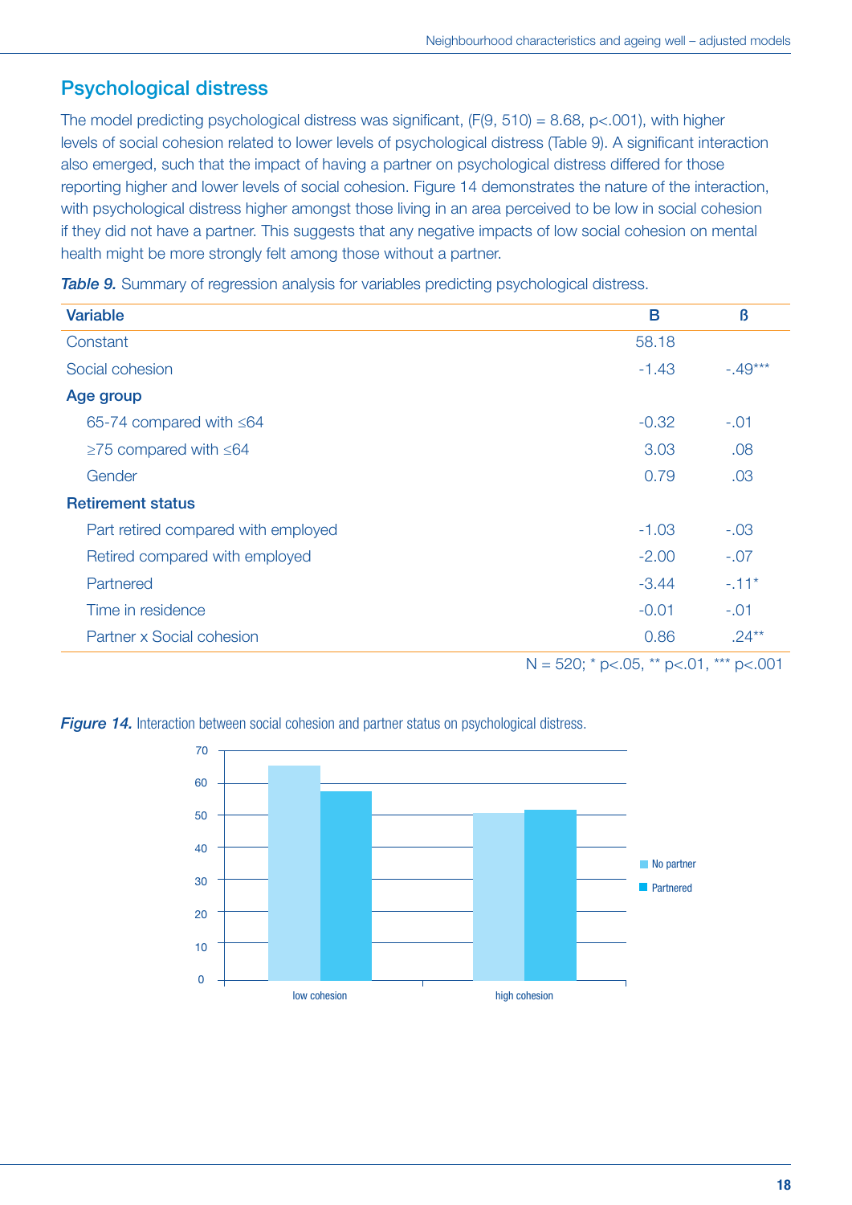## Psychological distress

The model predicting psychological distress was significant, ($F(9, 510) = 8.68$, $p<.001$), with higher levels of social cohesion related to lower levels of psychological distress (Table 9). A significant interaction also emerged, such that the impact of having a partner on psychological distress differed for those reporting higher and lower levels of social cohesion. Figure 14 demonstrates the nature of the interaction, with psychological distress higher amongst those living in an area perceived to be low in social cohesion if they did not have a partner. This suggests that any negative impacts of low social cohesion on mental health might be more strongly felt among those without a partner.

***Table 9.*** Summary of regression analysis for variables predicting psychological distress.

| Variable | B | ß |
|---|---|---|
| Constant | 58.18 | |
| Social cohesion | -1.43 | -.49*** |
| **Age group** | | |
| 65-74 compared with ≤64 | -0.32 | -.01 |
| ≥75 compared with ≤64 | 3.03 | .08 |
| Gender | 0.79 | .03 |
| **Retirement status** | | |
| Part retired compared with employed | -1.03 | -.03 |
| Retired compared with employed | -2.00 | -.07 |
| Partnered | -3.44 | -.11* |
| Time in residence | -0.01 | -.01 |
| Partner x Social cohesion | 0.86 | .24** |

N = 520; * $p<.05$, ** $p<.01$, *** $p<.001$

***Figure 14.*** Interaction between social cohesion and partner status on psychological distress.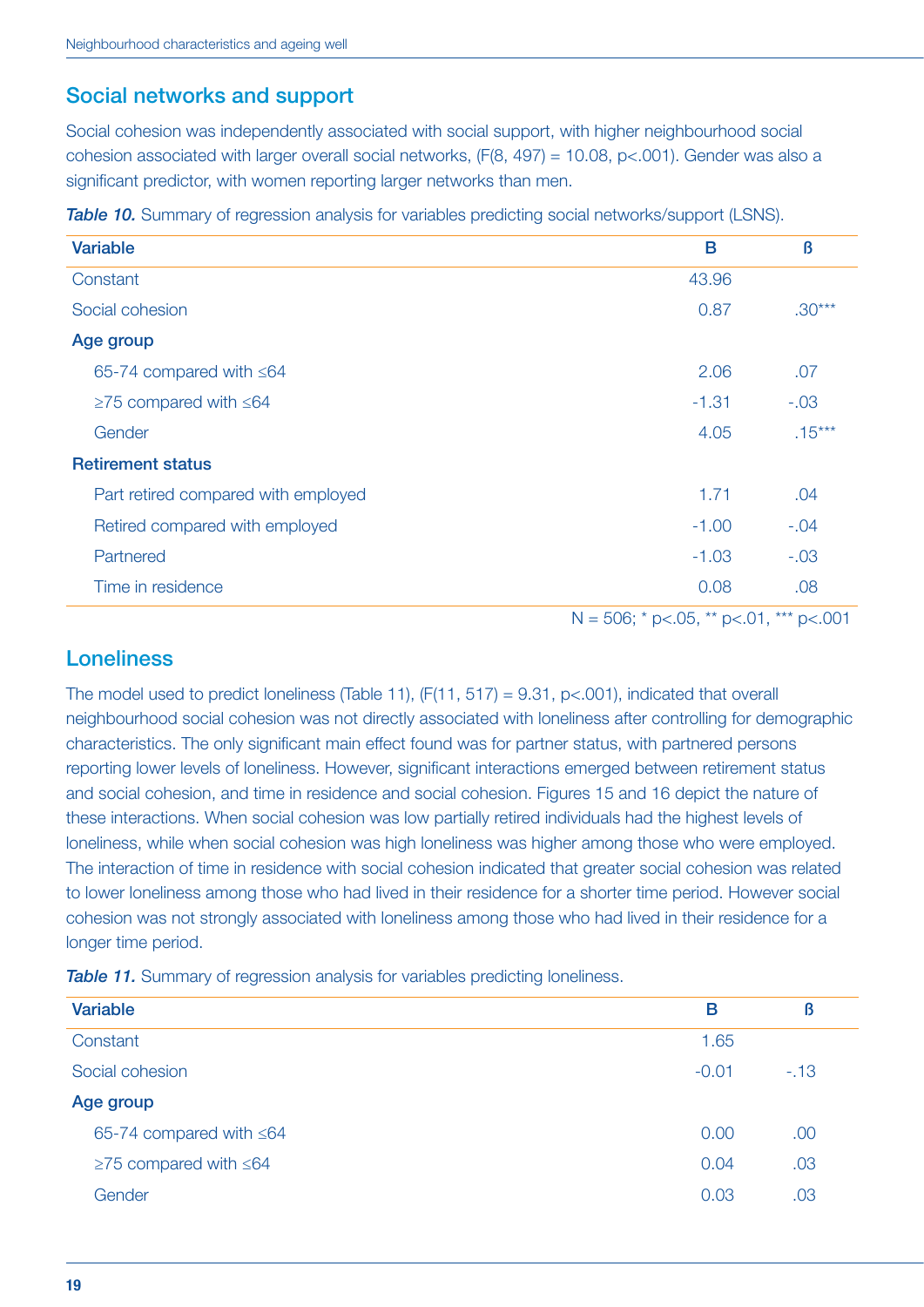## Social networks and support

Social cohesion was independently associated with social support, with higher neighbourhood social cohesion associated with larger overall social networks, ($F(8, 497) = 10.08$, $p<.001$). Gender was also a significant predictor, with women reporting larger networks than men.

***Table 10.*** Summary of regression analysis for variables predicting social networks/support (LSNS).

| Variable | B | ß |
|---|---|---|
| Constant | 43.96 | |
| Social cohesion | 0.87 | .30*** |
| **Age group** | | |
| 65-74 compared with ≤64 | 2.06 | .07 |
| ≥75 compared with ≤64 | -1.31 | -.03 |
| Gender | 4.05 | .15*** |
| **Retirement status** | | |
| Part retired compared with employed | 1.71 | .04 |
| Retired compared with employed | -1.00 | -.04 |
| Partnered | -1.03 | -.03 |
| Time in residence | 0.08 | .08 |

N = 506; * p<.05, ** p<.01, *** p<.001

## Loneliness

The model used to predict loneliness (Table 11), ($F(11, 517) = 9.31$, $p<.001$), indicated that overall neighbourhood social cohesion was not directly associated with loneliness after controlling for demographic characteristics. The only significant main effect found was for partner status, with partnered persons reporting lower levels of loneliness. However, significant interactions emerged between retirement status and social cohesion, and time in residence and social cohesion. Figures 15 and 16 depict the nature of these interactions. When social cohesion was low partially retired individuals had the highest levels of loneliness, while when social cohesion was high loneliness was higher among those who were employed. The interaction of time in residence with social cohesion indicated that greater social cohesion was related to lower loneliness among those who had lived in their residence for a shorter time period. However social cohesion was not strongly associated with loneliness among those who had lived in their residence for a longer time period.

***Table 11.*** Summary of regression analysis for variables predicting loneliness.

| Variable | B | ß |
|---|---|---|
| Constant | 1.65 | |
| Social cohesion | -0.01 | -.13 |
| **Age group** | | |
| 65-74 compared with ≤64 | 0.00 | .00 |
| ≥75 compared with ≤64 | 0.04 | .03 |
| Gender | 0.03 | .03 |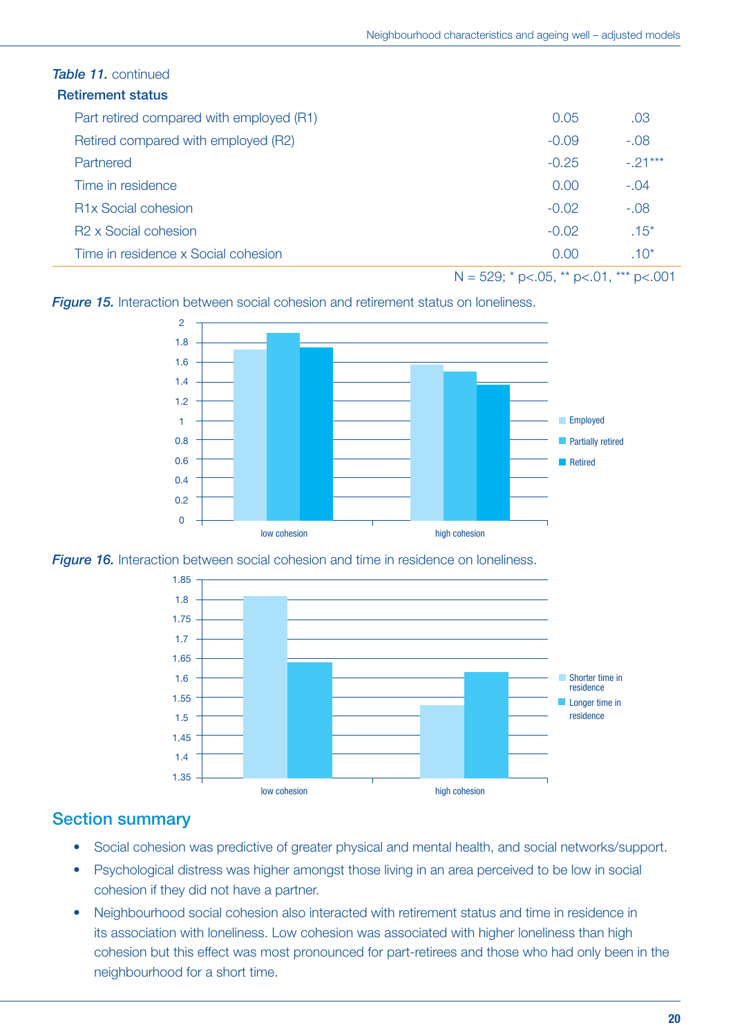*Table 11.* continued

| Retirement status | | |
|---|---|---|
| Part retired compared with employed (R1) | 0.05 | .03 |
| Retired compared with employed (R2) | -0.09 | -.08 |
| Partnered | -0.25 | -.21*** |
| Time in residence | 0.00 | -.04 |
| R1x Social cohesion | -0.02 | -.08 |
| R2 x Social cohesion | -0.02 | .15* |
| Time in residence x Social cohesion | 0.00 | .10* |

N = 529; * p<.05, ** p<.01, *** p<.001

*Figure 15.* Interaction between social cohesion and retirement status on loneliness.

*Figure 16.* Interaction between social cohesion and time in residence on loneliness.

## Section summary

- Social cohesion was predictive of greater physical and mental health, and social networks/support.
- Psychological distress was higher amongst those living in an area perceived to be low in social cohesion if they did not have a partner.
- Neighbourhood social cohesion also interacted with retirement status and time in residence in its association with loneliness. Low cohesion was associated with higher loneliness than high cohesion but this effect was most pronounced for part-retirees and those who had only been in the neighbourhood for a short time.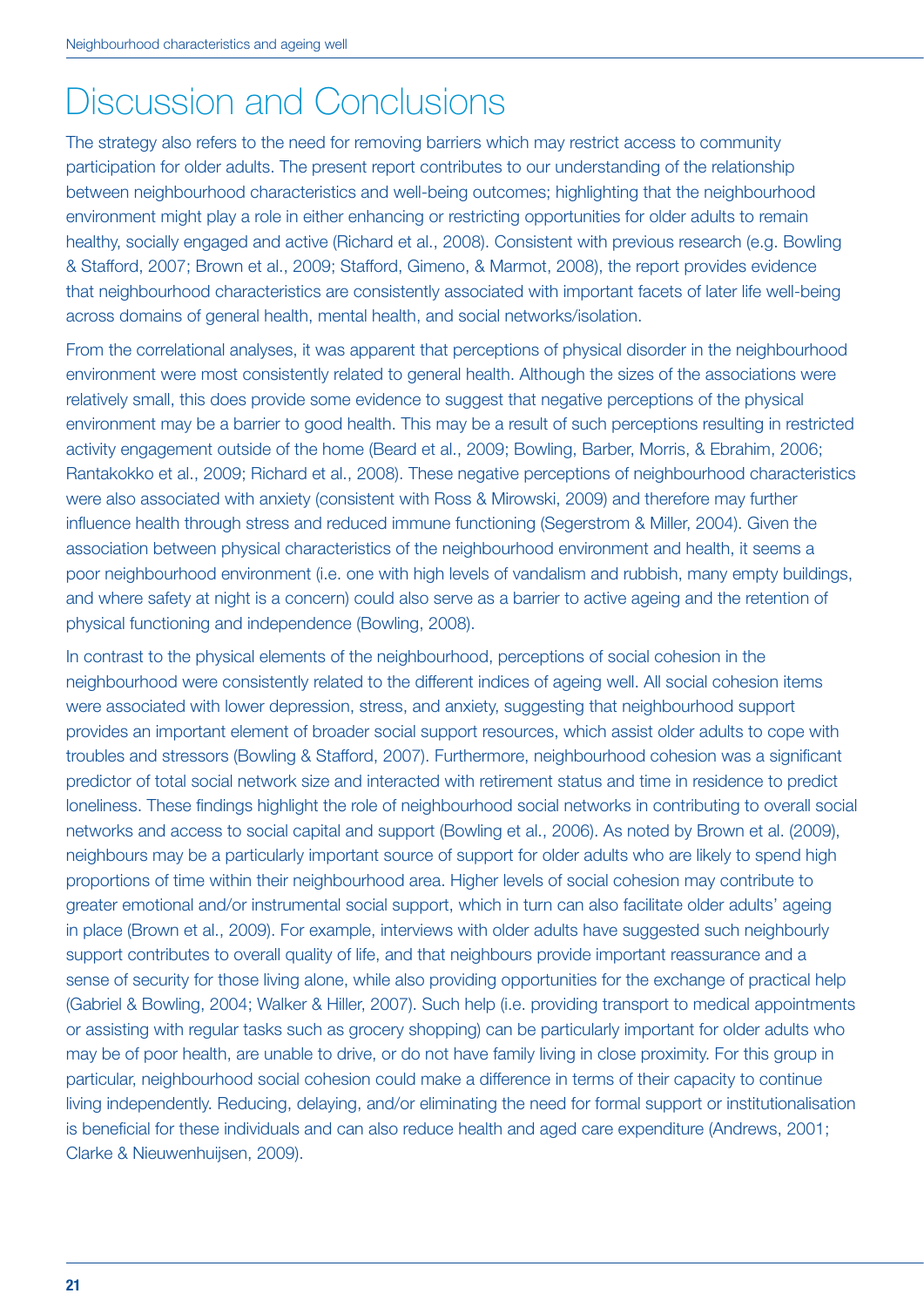# Discussion and Conclusions

The strategy also refers to the need for removing barriers which may restrict access to community participation for older adults. The present report contributes to our understanding of the relationship between neighbourhood characteristics and well-being outcomes; highlighting that the neighbourhood environment might play a role in either enhancing or restricting opportunities for older adults to remain healthy, socially engaged and active (Richard et al., 2008). Consistent with previous research (e.g. Bowling & Stafford, 2007; Brown et al., 2009; Stafford, Gimeno, & Marmot, 2008), the report provides evidence that neighbourhood characteristics are consistently associated with important facets of later life well-being across domains of general health, mental health, and social networks/isolation.

From the correlational analyses, it was apparent that perceptions of physical disorder in the neighbourhood environment were most consistently related to general health. Although the sizes of the associations were relatively small, this does provide some evidence to suggest that negative perceptions of the physical environment may be a barrier to good health. This may be a result of such perceptions resulting in restricted activity engagement outside of the home (Beard et al., 2009; Bowling, Barber, Morris, & Ebrahim, 2006; Rantakokko et al., 2009; Richard et al., 2008). These negative perceptions of neighbourhood characteristics were also associated with anxiety (consistent with Ross & Mirowski, 2009) and therefore may further influence health through stress and reduced immune functioning (Segerstrom & Miller, 2004). Given the association between physical characteristics of the neighbourhood environment and health, it seems a poor neighbourhood environment (i.e. one with high levels of vandalism and rubbish, many empty buildings, and where safety at night is a concern) could also serve as a barrier to active ageing and the retention of physical functioning and independence (Bowling, 2008).

In contrast to the physical elements of the neighbourhood, perceptions of social cohesion in the neighbourhood were consistently related to the different indices of ageing well. All social cohesion items were associated with lower depression, stress, and anxiety, suggesting that neighbourhood support provides an important element of broader social support resources, which assist older adults to cope with troubles and stressors (Bowling & Stafford, 2007). Furthermore, neighbourhood cohesion was a significant predictor of total social network size and interacted with retirement status and time in residence to predict loneliness. These findings highlight the role of neighbourhood social networks in contributing to overall social networks and access to social capital and support (Bowling et al., 2006). As noted by Brown et al. (2009), neighbours may be a particularly important source of support for older adults who are likely to spend high proportions of time within their neighbourhood area. Higher levels of social cohesion may contribute to greater emotional and/or instrumental social support, which in turn can also facilitate older adults' ageing in place (Brown et al., 2009). For example, interviews with older adults have suggested such neighbourly support contributes to overall quality of life, and that neighbours provide important reassurance and a sense of security for those living alone, while also providing opportunities for the exchange of practical help (Gabriel & Bowling, 2004; Walker & Hiller, 2007). Such help (i.e. providing transport to medical appointments or assisting with regular tasks such as grocery shopping) can be particularly important for older adults who may be of poor health, are unable to drive, or do not have family living in close proximity. For this group in particular, neighbourhood social cohesion could make a difference in terms of their capacity to continue living independently. Reducing, delaying, and/or eliminating the need for formal support or institutionalisation is beneficial for these individuals and can also reduce health and aged care expenditure (Andrews, 2001; Clarke & Nieuwenhuijsen, 2009).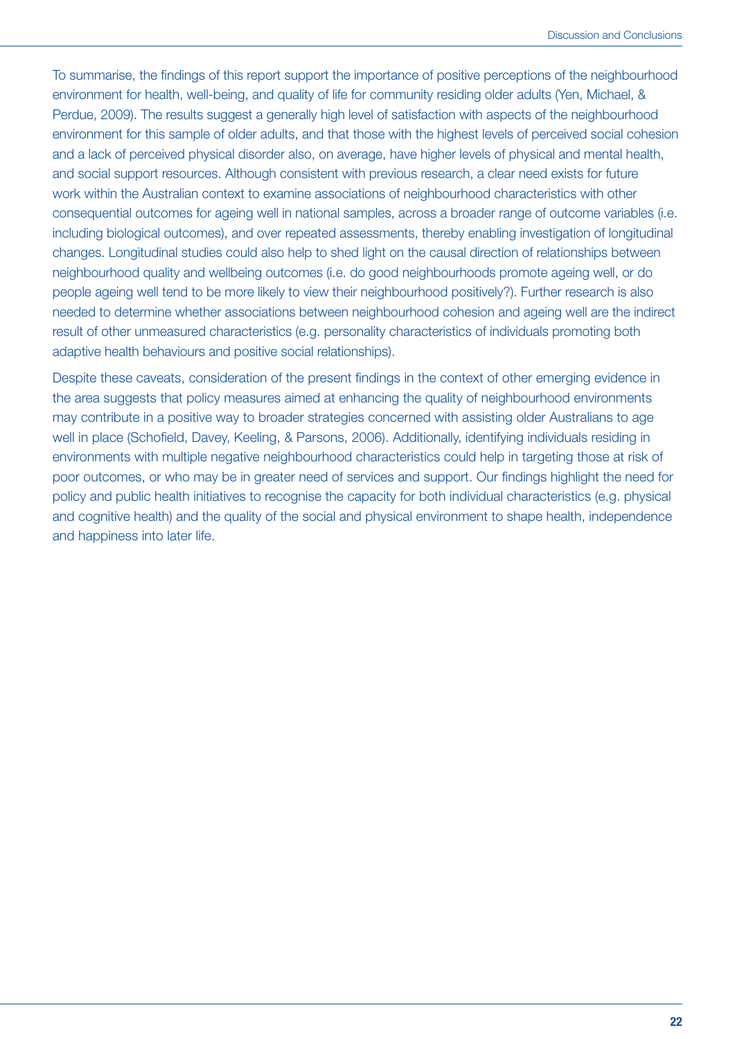To summarise, the findings of this report support the importance of positive perceptions of the neighbourhood environment for health, well-being, and quality of life for community residing older adults (Yen, Michael, & Perdue, 2009). The results suggest a generally high level of satisfaction with aspects of the neighbourhood environment for this sample of older adults, and that those with the highest levels of perceived social cohesion and a lack of perceived physical disorder also, on average, have higher levels of physical and mental health, and social support resources. Although consistent with previous research, a clear need exists for future work within the Australian context to examine associations of neighbourhood characteristics with other consequential outcomes for ageing well in national samples, across a broader range of outcome variables (i.e. including biological outcomes), and over repeated assessments, thereby enabling investigation of longitudinal changes. Longitudinal studies could also help to shed light on the causal direction of relationships between neighbourhood quality and wellbeing outcomes (i.e. do good neighbourhoods promote ageing well, or do people ageing well tend to be more likely to view their neighbourhood positively?). Further research is also needed to determine whether associations between neighbourhood cohesion and ageing well are the indirect result of other unmeasured characteristics (e.g. personality characteristics of individuals promoting both adaptive health behaviours and positive social relationships).

Despite these caveats, consideration of the present findings in the context of other emerging evidence in the area suggests that policy measures aimed at enhancing the quality of neighbourhood environments may contribute in a positive way to broader strategies concerned with assisting older Australians to age well in place (Schofield, Davey, Keeling, & Parsons, 2006). Additionally, identifying individuals residing in environments with multiple negative neighbourhood characteristics could help in targeting those at risk of poor outcomes, or who may be in greater need of services and support. Our findings highlight the need for policy and public health initiatives to recognise the capacity for both individual characteristics (e.g. physical and cognitive health) and the quality of the social and physical environment to shape health, independence and happiness into later life.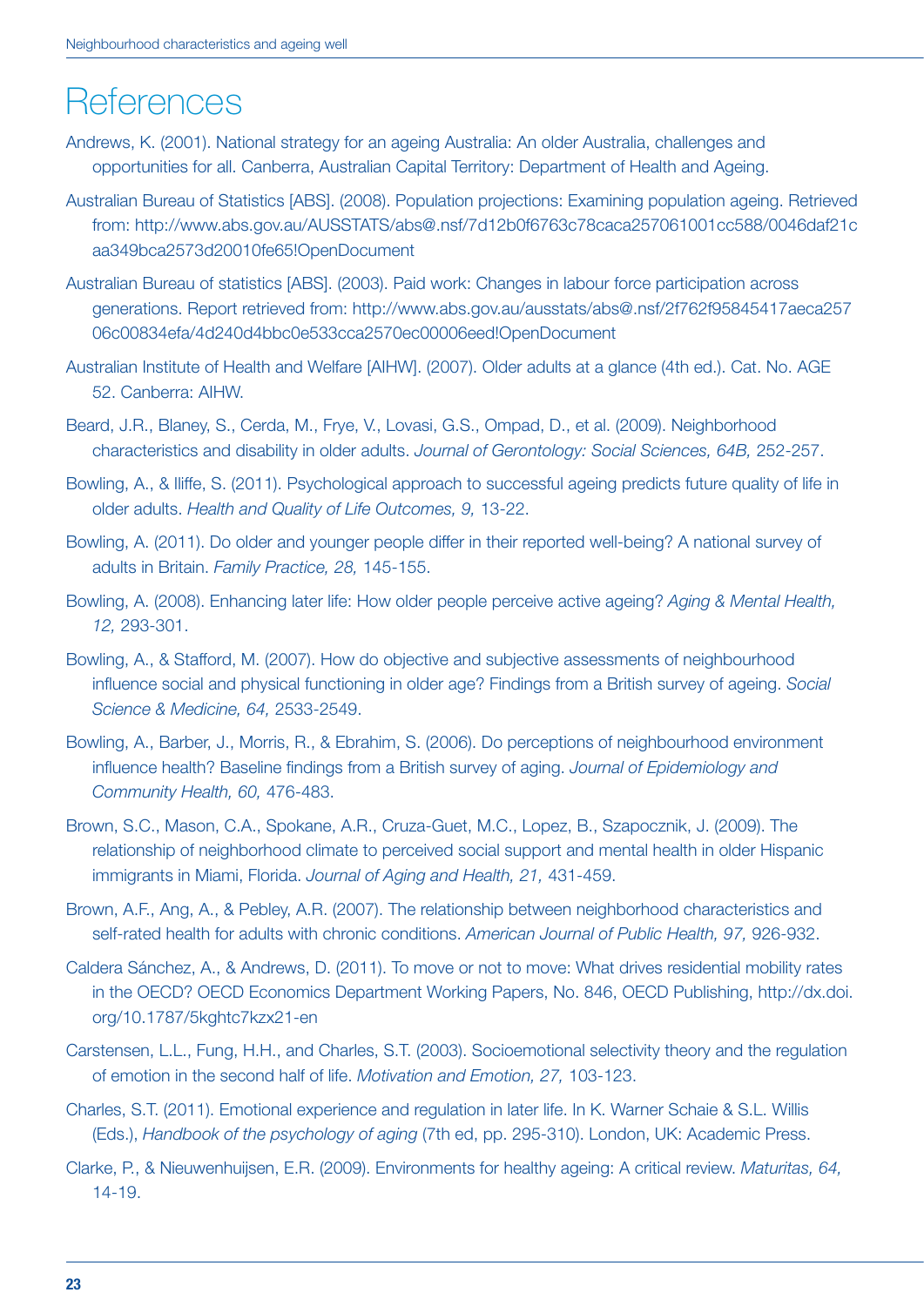# References

Andrews, K. (2001). National strategy for an ageing Australia: An older Australia, challenges and opportunities for all. Canberra, Australian Capital Territory: Department of Health and Ageing.

Australian Bureau of Statistics [ABS]. (2008). Population projections: Examining population ageing. Retrieved from: http://www.abs.gov.au/AUSSTATS/abs@.nsf/7d12b0f6763c78caca257061001cc588/0046daf21caa349bca2573d20010fe65!OpenDocument

Australian Bureau of statistics [ABS]. (2003). Paid work: Changes in labour force participation across generations. Report retrieved from: http://www.abs.gov.au/ausstats/abs@.nsf/2f762f95845417aeca25706c00834efa/4d240d4bbc0e533cca2570ec00006eed!OpenDocument

Australian Institute of Health and Welfare [AIHW]. (2007). Older adults at a glance (4th ed.). Cat. No. AGE 52. Canberra: AIHW.

Beard, J.R., Blaney, S., Cerda, M., Frye, V., Lovasi, G.S., Ompad, D., et al. (2009). Neighborhood characteristics and disability in older adults. *Journal of Gerontology: Social Sciences, 64B,* 252-257.

Bowling, A., & Iliffe, S. (2011). Psychological approach to successful ageing predicts future quality of life in older adults. *Health and Quality of Life Outcomes, 9,* 13-22.

Bowling, A. (2011). Do older and younger people differ in their reported well-being? A national survey of adults in Britain. *Family Practice, 28,* 145-155.

Bowling, A. (2008). Enhancing later life: How older people perceive active ageing? *Aging & Mental Health, 12,* 293-301.

Bowling, A., & Stafford, M. (2007). How do objective and subjective assessments of neighbourhood influence social and physical functioning in older age? Findings from a British survey of ageing. *Social Science & Medicine, 64,* 2533-2549.

Bowling, A., Barber, J., Morris, R., & Ebrahim, S. (2006). Do perceptions of neighbourhood environment influence health? Baseline findings from a British survey of aging. *Journal of Epidemiology and Community Health, 60,* 476-483.

Brown, S.C., Mason, C.A., Spokane, A.R., Cruza-Guet, M.C., Lopez, B., Szapocznik, J. (2009). The relationship of neighborhood climate to perceived social support and mental health in older Hispanic immigrants in Miami, Florida. *Journal of Aging and Health, 21,* 431-459.

Brown, A.F., Ang, A., & Pebley, A.R. (2007). The relationship between neighborhood characteristics and self-rated health for adults with chronic conditions. *American Journal of Public Health, 97,* 926-932.

Caldera Sánchez, A., & Andrews, D. (2011). To move or not to move: What drives residential mobility rates in the OECD? OECD Economics Department Working Papers, No. 846, OECD Publishing, http://dx.doi.org/10.1787/5kghtc7kzx21-en

Carstensen, L.L., Fung, H.H., and Charles, S.T. (2003). Socioemotional selectivity theory and the regulation of emotion in the second half of life. *Motivation and Emotion, 27,* 103-123.

Charles, S.T. (2011). Emotional experience and regulation in later life. In K. Warner Schaie & S.L. Willis (Eds.), *Handbook of the psychology of aging* (7th ed, pp. 295-310). London, UK: Academic Press.

Clarke, P., & Nieuwenhuijsen, E.R. (2009). Environments for healthy ageing: A critical review. *Maturitas, 64,* 14-19.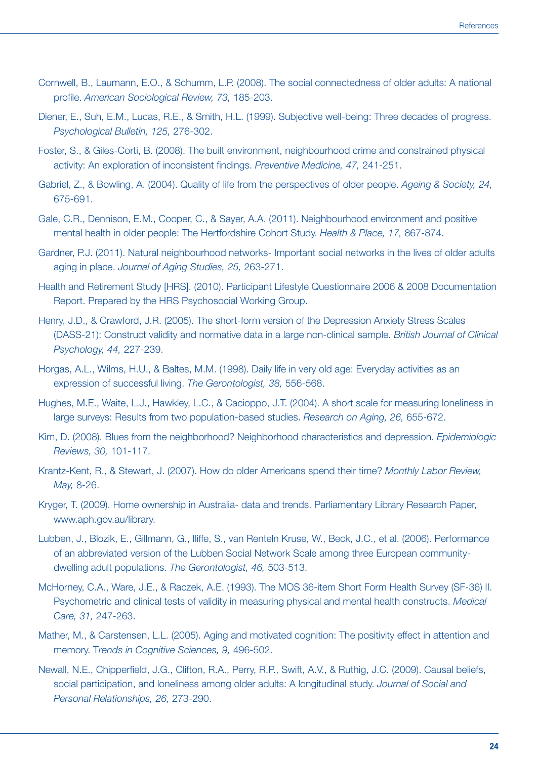Cornwell, B., Laumann, E.O., & Schumm, L.P. (2008). The social connectedness of older adults: A national profile. *American Sociological Review, 73,* 185-203.

Diener, E., Suh, E.M., Lucas, R.E., & Smith, H.L. (1999). Subjective well-being: Three decades of progress. *Psychological Bulletin, 125,* 276-302.

Foster, S., & Giles-Corti, B. (2008). The built environment, neighbourhood crime and constrained physical activity: An exploration of inconsistent findings. *Preventive Medicine, 47,* 241-251.

Gabriel, Z., & Bowling, A. (2004). Quality of life from the perspectives of older people. *Ageing & Society, 24,* 675-691.

Gale, C.R., Dennison, E.M., Cooper, C., & Sayer, A.A. (2011). Neighbourhood environment and positive mental health in older people: The Hertfordshire Cohort Study. *Health & Place, 17,* 867-874.

Gardner, P.J. (2011). Natural neighbourhood networks- Important social networks in the lives of older adults aging in place. *Journal of Aging Studies, 25,* 263-271.

Health and Retirement Study [HRS]. (2010). Participant Lifestyle Questionnaire 2006 & 2008 Documentation Report. Prepared by the HRS Psychosocial Working Group.

Henry, J.D., & Crawford, J.R. (2005). The short-form version of the Depression Anxiety Stress Scales (DASS-21): Construct validity and normative data in a large non-clinical sample. *British Journal of Clinical Psychology, 44,* 227-239.

Horgas, A.L., Wilms, H.U., & Baltes, M.M. (1998). Daily life in very old age: Everyday activities as an expression of successful living. *The Gerontologist, 38,* 556-568.

Hughes, M.E., Waite, L.J., Hawkley, L.C., & Cacioppo, J.T. (2004). A short scale for measuring loneliness in large surveys: Results from two population-based studies. *Research on Aging, 26,* 655-672.

Kim, D. (2008). Blues from the neighborhood? Neighborhood characteristics and depression. *Epidemiologic Reviews, 30,* 101-117.

Krantz-Kent, R., & Stewart, J. (2007). How do older Americans spend their time? *Monthly Labor Review, May,* 8-26.

Kryger, T. (2009). Home ownership in Australia- data and trends. Parliamentary Library Research Paper, www.aph.gov.au/library.

Lubben, J., Blozik, E., Gillmann, G., Iliffe, S., van Renteln Kruse, W., Beck, J.C., et al. (2006). Performance of an abbreviated version of the Lubben Social Network Scale among three European community-dwelling adult populations. *The Gerontologist, 46,* 503-513.

McHorney, C.A., Ware, J.E., & Raczek, A.E. (1993). The MOS 36-item Short Form Health Survey (SF-36) II. Psychometric and clinical tests of validity in measuring physical and mental health constructs. *Medical Care, 31,* 247-263.

Mather, M., & Carstensen, L.L. (2005). Aging and motivated cognition: The positivity effect in attention and memory. T*rends in Cognitive Sciences, 9,* 496-502.

Newall, N.E., Chipperfield, J.G., Clifton, R.A., Perry, R.P., Swift, A.V., & Ruthig, J.C. (2009). Causal beliefs, social participation, and loneliness among older adults: A longitudinal study. *Journal of Social and Personal Relationships, 26,* 273-290.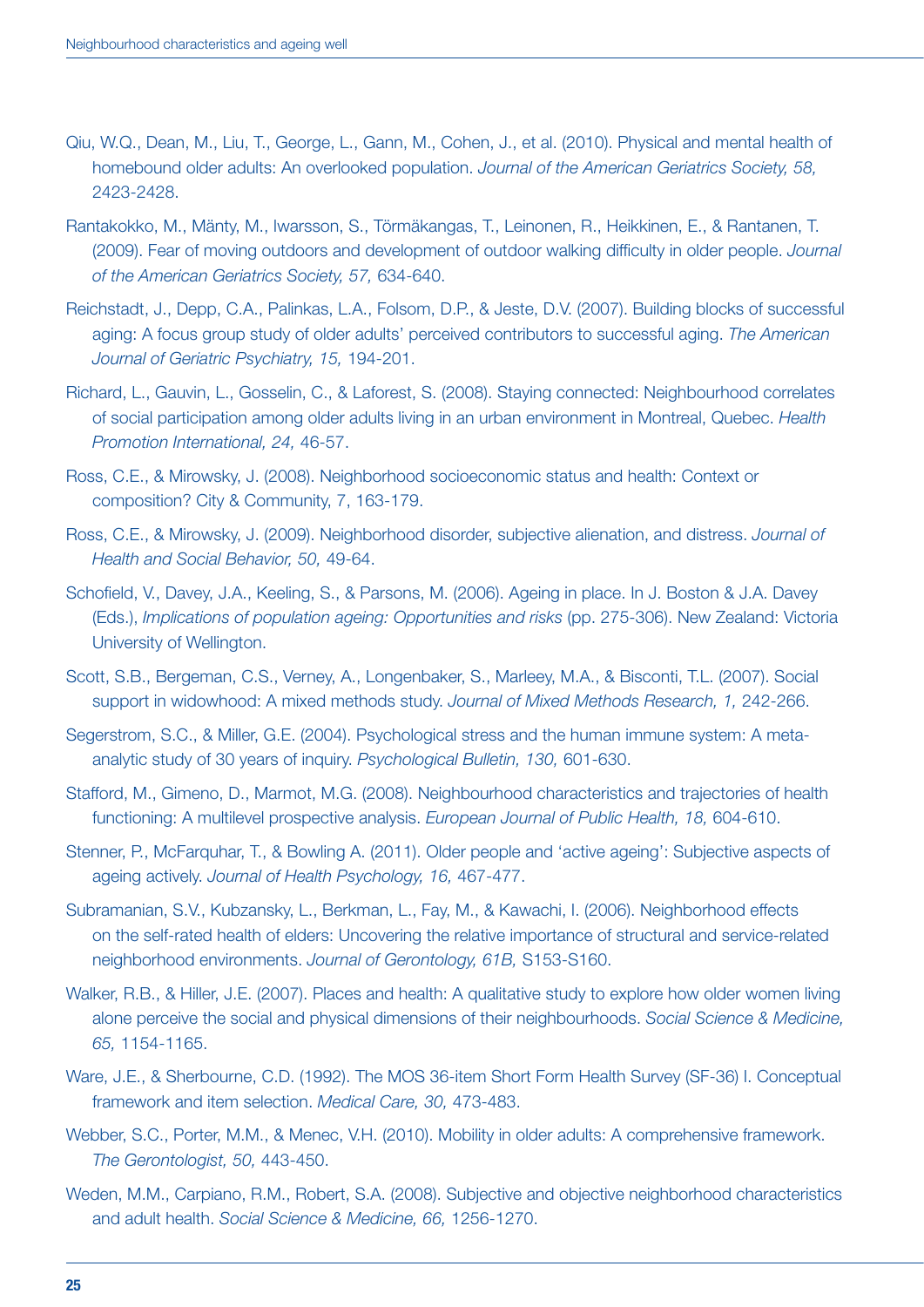Qiu, W.Q., Dean, M., Liu, T., George, L., Gann, M., Cohen, J., et al. (2010). Physical and mental health of homebound older adults: An overlooked population. *Journal of the American Geriatrics Society, 58,* 2423-2428.

Rantakokko, M., Mänty, M., Iwarsson, S., Törmäkangas, T., Leinonen, R., Heikkinen, E., & Rantanen, T. (2009). Fear of moving outdoors and development of outdoor walking difficulty in older people. *Journal of the American Geriatrics Society, 57,* 634-640.

Reichstadt, J., Depp, C.A., Palinkas, L.A., Folsom, D.P., & Jeste, D.V. (2007). Building blocks of successful aging: A focus group study of older adults' perceived contributors to successful aging. *The American Journal of Geriatric Psychiatry, 15,* 194-201.

Richard, L., Gauvin, L., Gosselin, C., & Laforest, S. (2008). Staying connected: Neighbourhood correlates of social participation among older adults living in an urban environment in Montreal, Quebec. *Health Promotion International, 24,* 46-57.

Ross, C.E., & Mirowsky, J. (2008). Neighborhood socioeconomic status and health: Context or composition? City & Community, 7, 163-179.

Ross, C.E., & Mirowsky, J. (2009). Neighborhood disorder, subjective alienation, and distress. *Journal of Health and Social Behavior, 50,* 49-64.

Schofield, V., Davey, J.A., Keeling, S., & Parsons, M. (2006). Ageing in place. In J. Boston & J.A. Davey (Eds.), *Implications of population ageing: Opportunities and risks* (pp. 275-306). New Zealand: Victoria University of Wellington.

Scott, S.B., Bergeman, C.S., Verney, A., Longenbaker, S., Marleey, M.A., & Bisconti, T.L. (2007). Social support in widowhood: A mixed methods study. *Journal of Mixed Methods Research, 1,* 242-266.

Segerstrom, S.C., & Miller, G.E. (2004). Psychological stress and the human immune system: A meta-analytic study of 30 years of inquiry. *Psychological Bulletin, 130,* 601-630.

Stafford, M., Gimeno, D., Marmot, M.G. (2008). Neighbourhood characteristics and trajectories of health functioning: A multilevel prospective analysis. *European Journal of Public Health, 18,* 604-610.

Stenner, P., McFarquhar, T., & Bowling A. (2011). Older people and 'active ageing': Subjective aspects of ageing actively. *Journal of Health Psychology, 16,* 467-477.

Subramanian, S.V., Kubzansky, L., Berkman, L., Fay, M., & Kawachi, I. (2006). Neighborhood effects on the self-rated health of elders: Uncovering the relative importance of structural and service-related neighborhood environments. *Journal of Gerontology, 61B,* S153-S160.

Walker, R.B., & Hiller, J.E. (2007). Places and health: A qualitative study to explore how older women living alone perceive the social and physical dimensions of their neighbourhoods. *Social Science & Medicine, 65,* 1154-1165.

Ware, J.E., & Sherbourne, C.D. (1992). The MOS 36-item Short Form Health Survey (SF-36) I. Conceptual framework and item selection. *Medical Care, 30,* 473-483.

Webber, S.C., Porter, M.M., & Menec, V.H. (2010). Mobility in older adults: A comprehensive framework. *The Gerontologist, 50,* 443-450.

Weden, M.M., Carpiano, R.M., Robert, S.A. (2008). Subjective and objective neighborhood characteristics and adult health. *Social Science & Medicine, 66,* 1256-1270.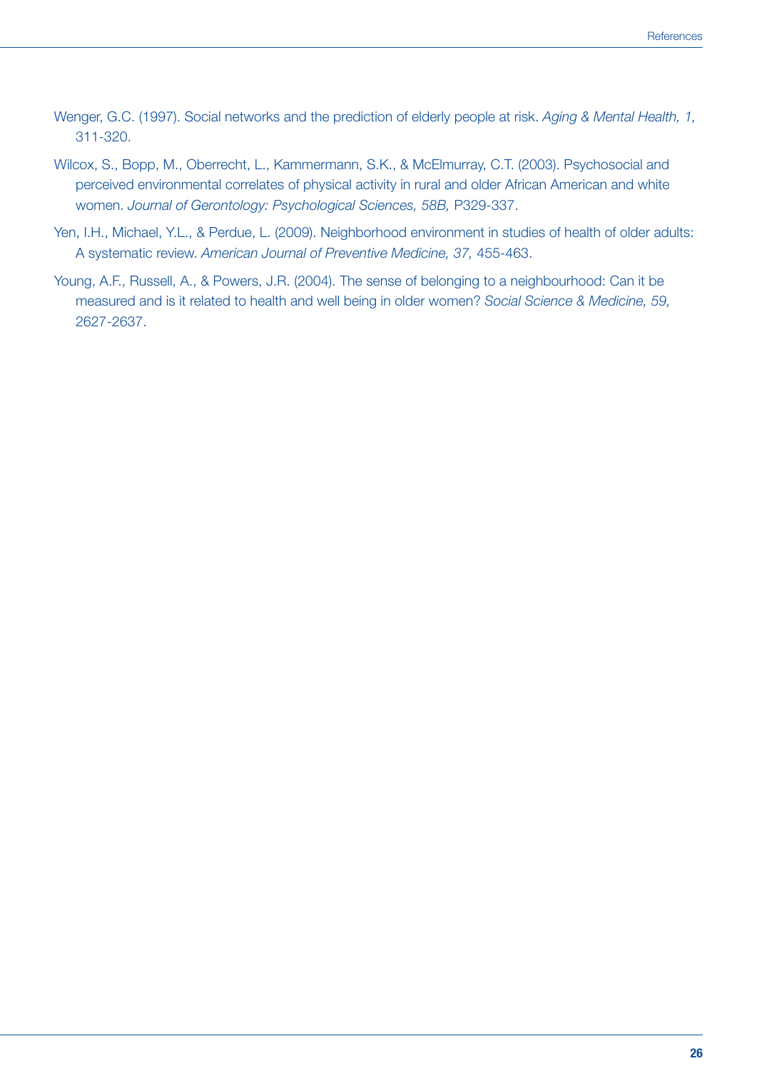Wenger, G.C. (1997). Social networks and the prediction of elderly people at risk. *Aging & Mental Health, 1,* 311-320.

Wilcox, S., Bopp, M., Oberrecht, L., Kammermann, S.K., & McElmurray, C.T. (2003). Psychosocial and perceived environmental correlates of physical activity in rural and older African American and white women. *Journal of Gerontology: Psychological Sciences, 58B,* P329-337.

Yen, I.H., Michael, Y.L., & Perdue, L. (2009). Neighborhood environment in studies of health of older adults: A systematic review. *American Journal of Preventive Medicine, 37,* 455-463.

Young, A.F., Russell, A., & Powers, J.R. (2004). The sense of belonging to a neighbourhood: Can it be measured and is it related to health and well being in older women? *Social Science & Medicine, 59,* 2627-2637.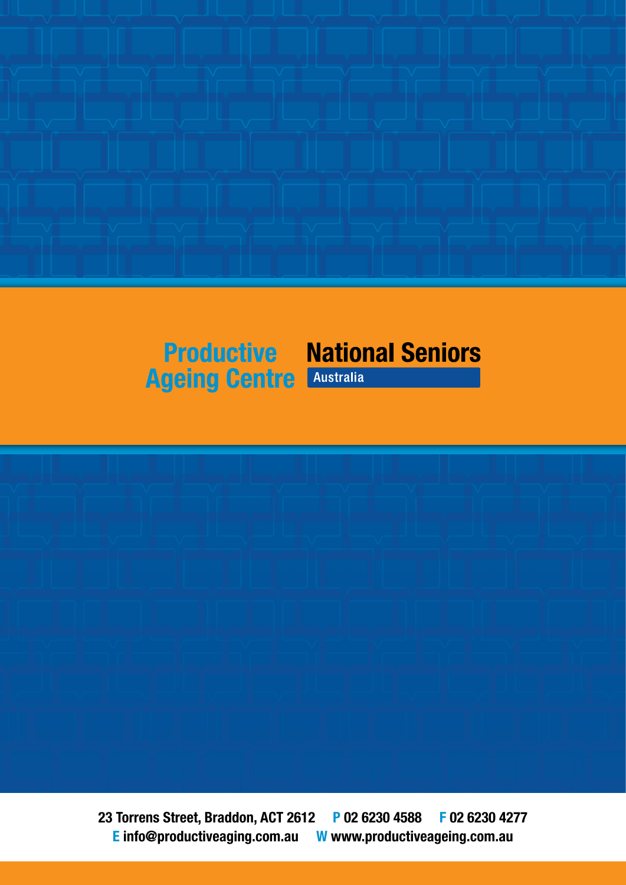Productive Ageing Centre

National Seniors Australia

23 Torrens Street, Braddon, ACT 2612 **P** 02 6230 4588 **F** 02 6230 4277
**E** info@productiveaging.com.au **W** www.productiveageing.com.au